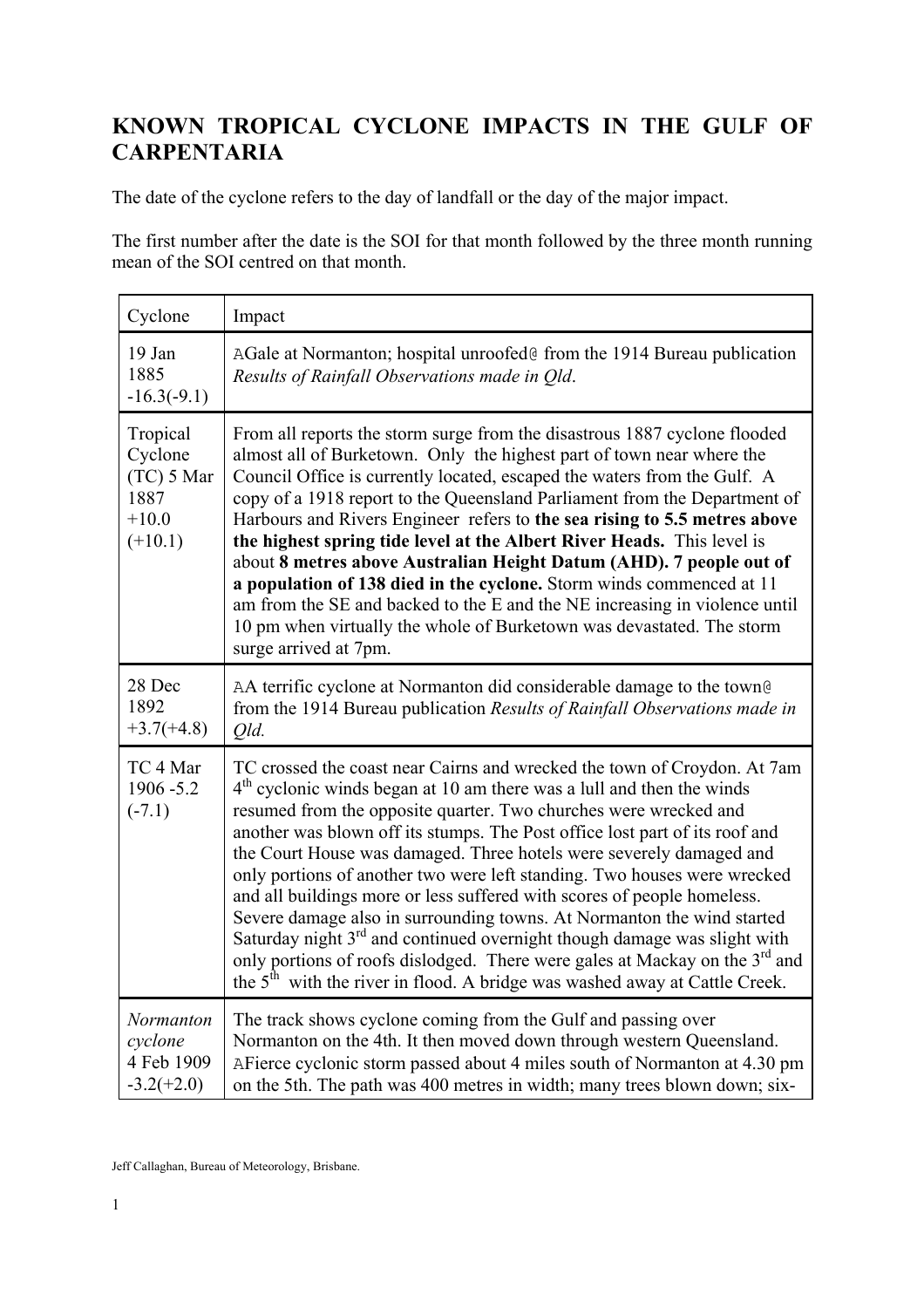# KNOWN TROPICAL CYCLONE IMPACTS IN THE GULF OF CARPENTARIA

The date of the cyclone refers to the day of landfall or the day of the major impact.

The first number after the date is the SOI for that month followed by the three month running mean of the SOI centred on that month.

| Cyclone | Impact |
|---|---|
| 19 Jan 1885 -16.3(-9.1) | ΑGale at Normanton; hospital unroofed@ from the 1914 Bureau publication *Results of Rainfall Observations made in Qld*. |
| Tropical Cyclone (TC) 5 Mar 1887 +10.0 (+10.1) | From all reports the storm surge from the disastrous 1887 cyclone flooded almost all of Burketown. Only the highest part of town near where the Council Office is currently located, escaped the waters from the Gulf. A copy of a 1918 report to the Queensland Parliament from the Department of Harbours and Rivers Engineer refers to **the sea rising to 5.5 metres above the highest spring tide level at the Albert River Heads.** This level is about **8 metres above Australian Height Datum (AHD). 7 people out of a population of 138 died in the cyclone.** Storm winds commenced at 11 am from the SE and backed to the E and the NE increasing in violence until 10 pm when virtually the whole of Burketown was devastated. The storm surge arrived at 7pm. |
| 28 Dec 1892 +3.7(+4.8) | ΑA terrific cyclone at Normanton did considerable damage to the town@ from the 1914 Bureau publication *Results of Rainfall Observations made in Qld.* |
| TC 4 Mar 1906 -5.2 (-7.1) | TC crossed the coast near Cairns and wrecked the town of Croydon. At 7am 4th cyclonic winds began at 10 am there was a lull and then the winds resumed from the opposite quarter. Two churches were wrecked and another was blown off its stumps. The Post office lost part of its roof and the Court House was damaged. Three hotels were severely damaged and only portions of another two were left standing. Two houses were wrecked and all buildings more or less suffered with scores of people homeless. Severe damage also in surrounding towns. At Normanton the wind started Saturday night 3rd and continued overnight though damage was slight with only portions of roofs dislodged. There were gales at Mackay on the 3rd and the 5th with the river in flood. A bridge was washed away at Cattle Creek. |
| *Normanton cyclone* 4 Feb 1909 -3.2(+2.0) | The track shows cyclone coming from the Gulf and passing over Normanton on the 4th. It then moved down through western Queensland. ΑFierce cyclonic storm passed about 4 miles south of Normanton at 4.30 pm on the 5th. The path was 400 metres in width; many trees blown down; six- |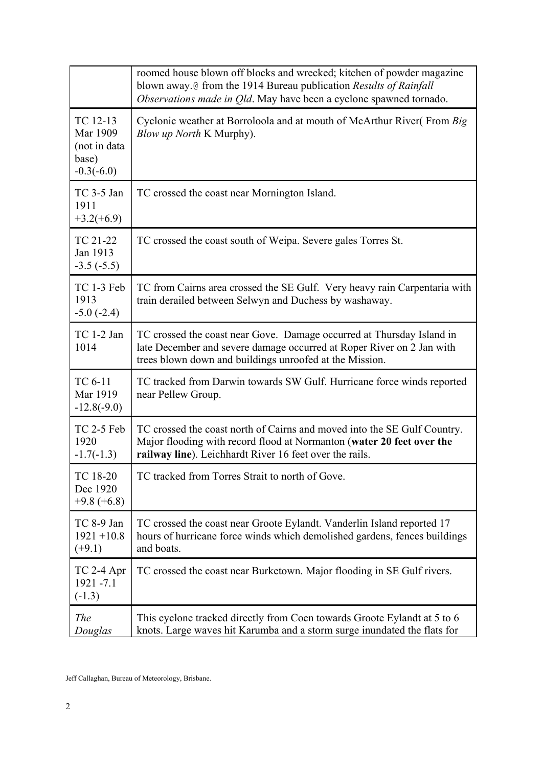| | |
|---|---|
| | roomed house blown off blocks and wrecked; kitchen of powder magazine blown away.@ from the 1914 Bureau publication *Results of Rainfall Observations made in Qld*. May have been a cyclone spawned tornado. |
| TC 12-13 Mar 1909 (not in data base) -0.3(-6.0) | Cyclonic weather at Borroloola and at mouth of McArthur River( From *Big Blow up North* K Murphy). |
| TC 3-5 Jan 1911 +3.2(+6.9) | TC crossed the coast near Mornington Island. |
| TC 21-22 Jan 1913 -3.5 (-5.5) | TC crossed the coast south of Weipa. Severe gales Torres St. |
| TC 1-3 Feb 1913 -5.0 (-2.4) | TC from Cairns area crossed the SE Gulf. Very heavy rain Carpentaria with train derailed between Selwyn and Duchess by washaway. |
| TC 1-2 Jan 1014 | TC crossed the coast near Gove. Damage occurred at Thursday Island in late December and severe damage occurred at Roper River on 2 Jan with trees blown down and buildings unroofed at the Mission. |
| TC 6-11 Mar 1919 -12.8(-9.0) | TC tracked from Darwin towards SW Gulf. Hurricane force winds reported near Pellew Group. |
| TC 2-5 Feb 1920 -1.7(-1.3) | TC crossed the coast north of Cairns and moved into the SE Gulf Country. Major flooding with record flood at Normanton (**water 20 feet over the railway line**). Leichhardt River 16 feet over the rails. |
| TC 18-20 Dec 1920 +9.8 (+6.8) | TC tracked from Torres Strait to north of Gove. |
| TC 8-9 Jan 1921 +10.8 (+9.1) | TC crossed the coast near Groote Eylandt. Vanderlin Island reported 17 hours of hurricane force winds which demolished gardens, fences buildings and boats. |
| TC 2-4 Apr 1921 -7.1 (-1.3) | TC crossed the coast near Burketown. Major flooding in SE Gulf rivers. |
| *The Douglas* | This cyclone tracked directly from Coen towards Groote Eylandt at 5 to 6 knots. Large waves hit Karumba and a storm surge inundated the flats for |

Jeff Callaghan, Bureau of Meteorology, Brisbane.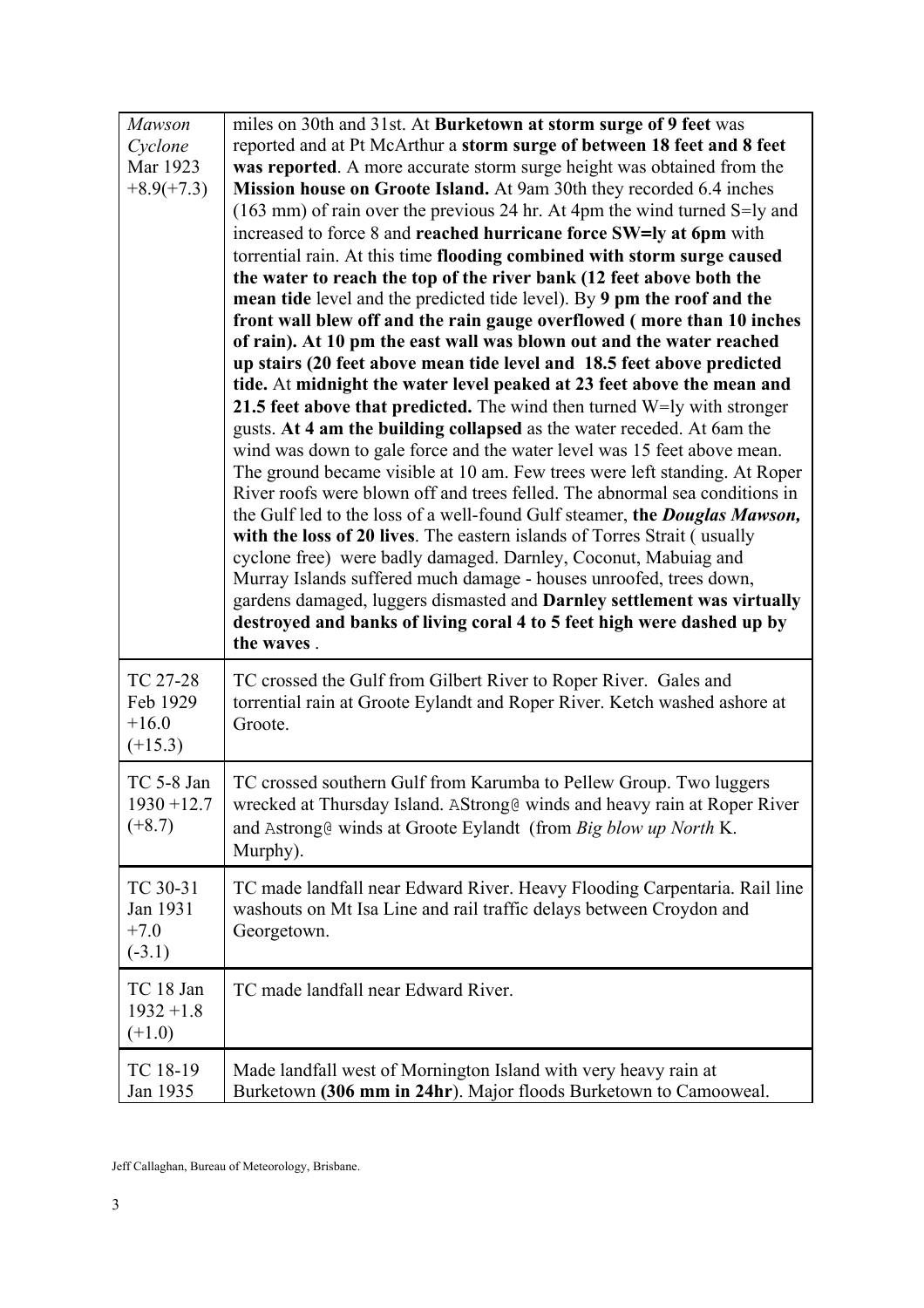| | |
|---|---|
| *Mawson Cyclone* Mar 1923 +8.9(+7.3) | miles on 30th and 31st. At **Burketown at storm surge of 9 feet** was reported and at Pt McArthur a **storm surge of between 18 feet and 8 feet was reported**. A more accurate storm surge height was obtained from the **Mission house on Groote Island.** At 9am 30th they recorded 6.4 inches (163 mm) of rain over the previous 24 hr. At 4pm the wind turned S=ly and increased to force 8 and **reached hurricane force SW=ly at 6pm** with torrential rain. At this time **flooding combined with storm surge caused the water to reach the top of the river bank (12 feet above both the mean tide** level and the predicted tide level). By **9 pm the roof and the front wall blew off and the rain gauge overflowed ( more than 10 inches of rain). At 10 pm the east wall was blown out and the water reached up stairs (20 feet above mean tide level and 18.5 feet above predicted tide.** At **midnight the water level peaked at 23 feet above the mean and 21.5 feet above that predicted.** The wind then turned W=ly with stronger gusts. **At 4 am the building collapsed** as the water receded. At 6am the wind was down to gale force and the water level was 15 feet above mean. The ground became visible at 10 am. Few trees were left standing. At Roper River roofs were blown off and trees felled. The abnormal sea conditions in the Gulf led to the loss of a well-found Gulf steamer, **the *Douglas Mawson,* with the loss of 20 lives**. The eastern islands of Torres Strait ( usually cyclone free) were badly damaged. Darnley, Coconut, Mabuiag and Murray Islands suffered much damage - houses unroofed, trees down, gardens damaged, luggers dismasted and **Darnley settlement was virtually destroyed and banks of living coral 4 to 5 feet high were dashed up by the waves** . |
| TC 27-28 Feb 1929 +16.0 (+15.3) | TC crossed the Gulf from Gilbert River to Roper River. Gales and torrential rain at Groote Eylandt and Roper River. Ketch washed ashore at Groote. |
| TC 5-8 Jan 1930 +12.7 (+8.7) | TC crossed southern Gulf from Karumba to Pellew Group. Two luggers wrecked at Thursday Island. AStrong@ winds and heavy rain at Roper River and Astrong@ winds at Groote Eylandt (from *Big blow up North* K. Murphy). |
| TC 30-31 Jan 1931 +7.0 (-3.1) | TC made landfall near Edward River. Heavy Flooding Carpentaria. Rail line washouts on Mt Isa Line and rail traffic delays between Croydon and Georgetown. |
| TC 18 Jan 1932 +1.8 (+1.0) | TC made landfall near Edward River. |
| TC 18-19 Jan 1935 | Made landfall west of Mornington Island with very heavy rain at Burketown **(306 mm in 24hr**). Major floods Burketown to Camooweal. |

Jeff Callaghan, Bureau of Meteorology, Brisbane.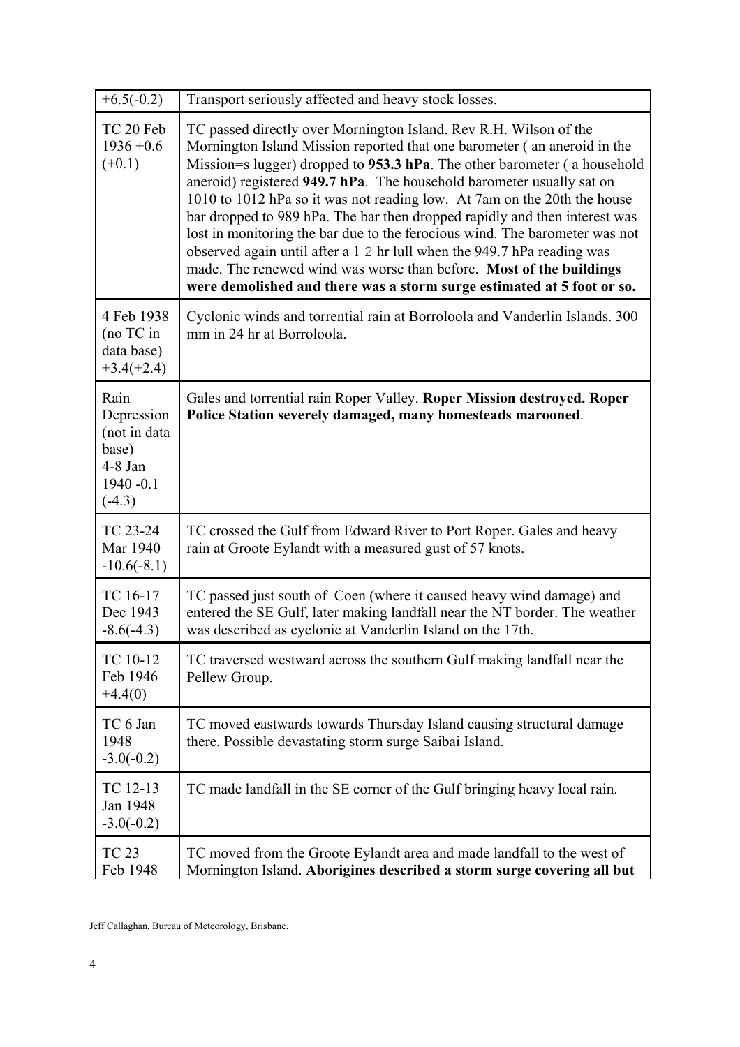| | |
|---|---|
| +6.5(-0.2) | Transport seriously affected and heavy stock losses. |
| TC 20 Feb 1936 +0.6 (+0.1) | TC passed directly over Mornington Island. Rev R.H. Wilson of the Mornington Island Mission reported that one barometer ( an aneroid in the Mission=s lugger) dropped to **953.3 hPa**. The other barometer ( a household aneroid) registered **949.7 hPa**. The household barometer usually sat on 1010 to 1012 hPa so it was not reading low. At 7am on the 20th the house bar dropped to 989 hPa. The bar then dropped rapidly and then interest was lost in monitoring the bar due to the ferocious wind. The barometer was not observed again until after a 1 2 hr lull when the 949.7 hPa reading was made. The renewed wind was worse than before. **Most of the buildings were demolished and there was a storm surge estimated at 5 foot or so.** |
| 4 Feb 1938 (no TC in data base) +3.4(+2.4) | Cyclonic winds and torrential rain at Borroloola and Vanderlin Islands. 300 mm in 24 hr at Borroloola. |
| Rain Depression (not in data base) 4-8 Jan 1940 -0.1 (-4.3) | Gales and torrential rain Roper Valley. **Roper Mission destroyed. Roper Police Station severely damaged, many homesteads marooned**. |
| TC 23-24 Mar 1940 -10.6(-8.1) | TC crossed the Gulf from Edward River to Port Roper. Gales and heavy rain at Groote Eylandt with a measured gust of 57 knots. |
| TC 16-17 Dec 1943 -8.6(-4.3) | TC passed just south of Coen (where it caused heavy wind damage) and entered the SE Gulf, later making landfall near the NT border. The weather was described as cyclonic at Vanderlin Island on the 17th. |
| TC 10-12 Feb 1946 +4.4(0) | TC traversed westward across the southern Gulf making landfall near the Pellew Group. |
| TC 6 Jan 1948 -3.0(-0.2) | TC moved eastwards towards Thursday Island causing structural damage there. Possible devastating storm surge Saibai Island. |
| TC 12-13 Jan 1948 -3.0(-0.2) | TC made landfall in the SE corner of the Gulf bringing heavy local rain. |
| TC 23 Feb 1948 | TC moved from the Groote Eylandt area and made landfall to the west of Mornington Island. **Aborigines described a storm surge covering all but** |

Jeff Callaghan, Bureau of Meteorology, Brisbane.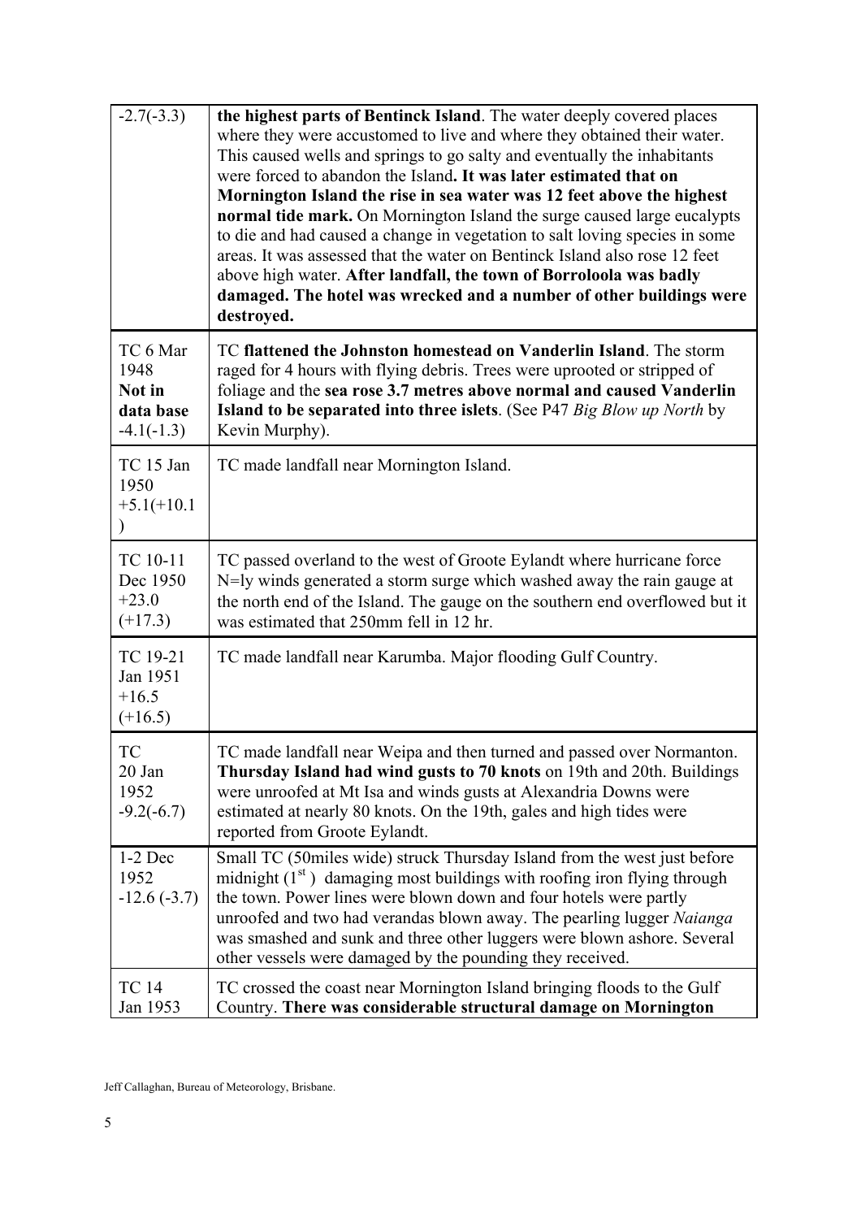| | |
|---|---|
| -2.7(-3.3) | **the highest parts of Bentinck Island**. The water deeply covered places where they were accustomed to live and where they obtained their water. This caused wells and springs to go salty and eventually the inhabitants were forced to abandon the Island**. It was later estimated that on Mornington Island the rise in sea water was 12 feet above the highest normal tide mark.** On Mornington Island the surge caused large eucalypts to die and had caused a change in vegetation to salt loving species in some areas. It was assessed that the water on Bentinck Island also rose 12 feet above high water. **After landfall, the town of Borroloola was badly damaged. The hotel was wrecked and a number of other buildings were destroyed.** |
| TC 6 Mar 1948 **Not in data base** -4.1(-1.3) | TC **flattened the Johnston homestead on Vanderlin Island**. The storm raged for 4 hours with flying debris. Trees were uprooted or stripped of foliage and the **sea rose 3.7 metres above normal and caused Vanderlin Island to be separated into three islets**. (See P47 *Big Blow up North* by Kevin Murphy). |
| TC 15 Jan 1950 +5.1(+10.1) | TC made landfall near Mornington Island. |
| TC 10-11 Dec 1950 +23.0 (+17.3) | TC passed overland to the west of Groote Eylandt where hurricane force N=ly winds generated a storm surge which washed away the rain gauge at the north end of the Island. The gauge on the southern end overflowed but it was estimated that 250mm fell in 12 hr. |
| TC 19-21 Jan 1951 +16.5 (+16.5) | TC made landfall near Karumba. Major flooding Gulf Country. |
| TC 20 Jan 1952 -9.2(-6.7) | TC made landfall near Weipa and then turned and passed over Normanton. **Thursday Island had wind gusts to 70 knots** on 19th and 20th. Buildings were unroofed at Mt Isa and winds gusts at Alexandria Downs were estimated at nearly 80 knots. On the 19th, gales and high tides were reported from Groote Eylandt. |
| 1-2 Dec 1952 -12.6 (-3.7) | Small TC (50miles wide) struck Thursday Island from the west just before midnight (1st) damaging most buildings with roofing iron flying through the town. Power lines were blown down and four hotels were partly unroofed and two had verandas blown away. The pearling lugger *Naianga* was smashed and sunk and three other luggers were blown ashore. Several other vessels were damaged by the pounding they received. |
| TC 14 Jan 1953 | TC crossed the coast near Mornington Island bringing floods to the Gulf Country. **There was considerable structural damage on Mornington** |

Jeff Callaghan, Bureau of Meteorology, Brisbane.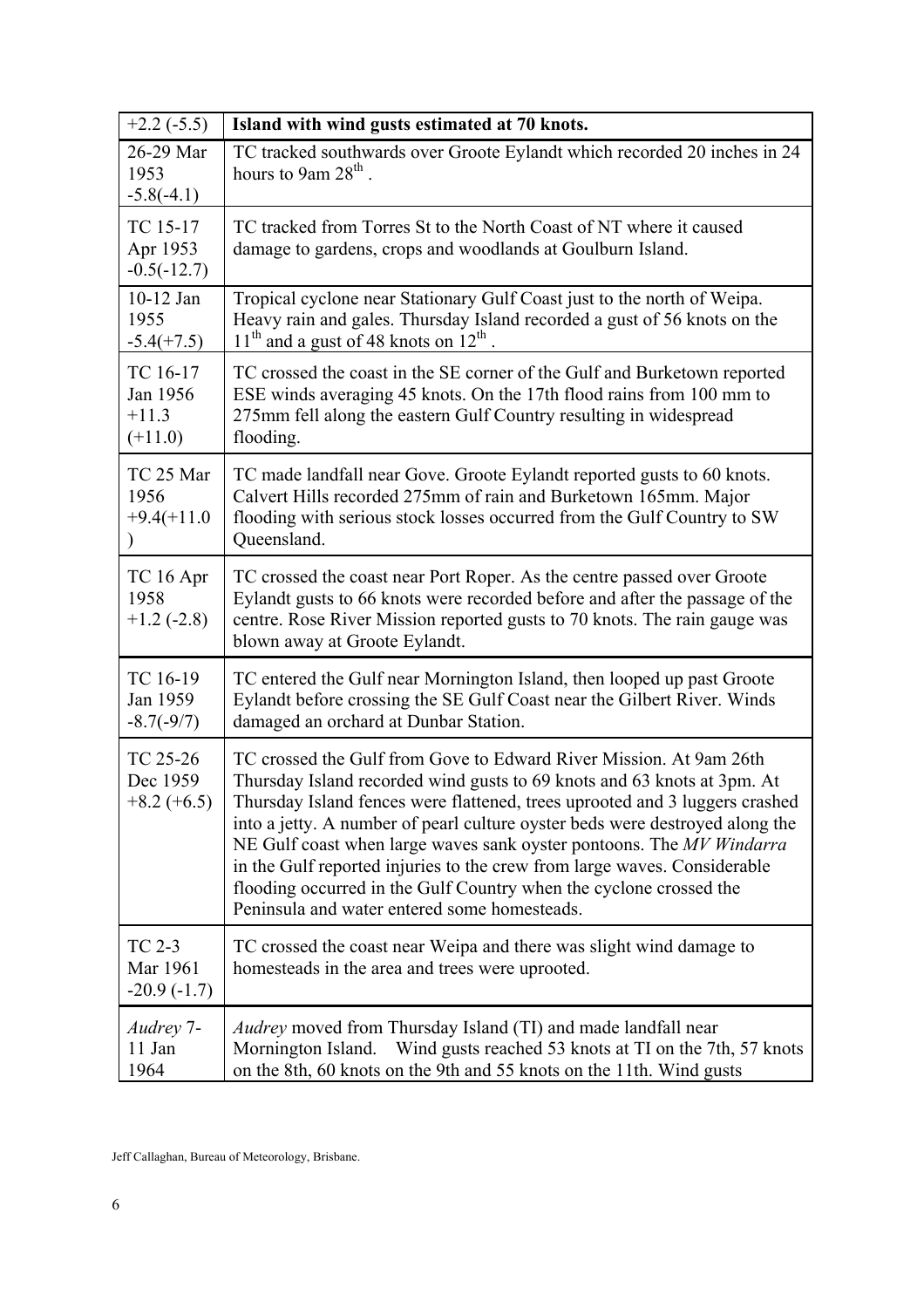| | |
|---|---|
| +2.2 (-5.5) | **Island with wind gusts estimated at 70 knots.** |
| 26-29 Mar 1953 -5.8(-4.1) | TC tracked southwards over Groote Eylandt which recorded 20 inches in 24 hours to 9am 28th . |
| TC 15-17 Apr 1953 -0.5(-12.7) | TC tracked from Torres St to the North Coast of NT where it caused damage to gardens, crops and woodlands at Goulburn Island. |
| 10-12 Jan 1955 -5.4(+7.5) | Tropical cyclone near Stationary Gulf Coast just to the north of Weipa. Heavy rain and gales. Thursday Island recorded a gust of 56 knots on the 11th and a gust of 48 knots on 12th . |
| TC 16-17 Jan 1956 +11.3 (+11.0) | TC crossed the coast in the SE corner of the Gulf and Burketown reported ESE winds averaging 45 knots. On the 17th flood rains from 100 mm to 275mm fell along the eastern Gulf Country resulting in widespread flooding. |
| TC 25 Mar 1956 +9.4(+11.0) | TC made landfall near Gove. Groote Eylandt reported gusts to 60 knots. Calvert Hills recorded 275mm of rain and Burketown 165mm. Major flooding with serious stock losses occurred from the Gulf Country to SW Queensland. |
| TC 16 Apr 1958 +1.2 (-2.8) | TC crossed the coast near Port Roper. As the centre passed over Groote Eylandt gusts to 66 knots were recorded before and after the passage of the centre. Rose River Mission reported gusts to 70 knots. The rain gauge was blown away at Groote Eylandt. |
| TC 16-19 Jan 1959 -8.7(-9/7) | TC entered the Gulf near Mornington Island, then looped up past Groote Eylandt before crossing the SE Gulf Coast near the Gilbert River. Winds damaged an orchard at Dunbar Station. |
| TC 25-26 Dec 1959 +8.2 (+6.5) | TC crossed the Gulf from Gove to Edward River Mission. At 9am 26th Thursday Island recorded wind gusts to 69 knots and 63 knots at 3pm. At Thursday Island fences were flattened, trees uprooted and 3 luggers crashed into a jetty. A number of pearl culture oyster beds were destroyed along the NE Gulf coast when large waves sank oyster pontoons. The *MV Windarra* in the Gulf reported injuries to the crew from large waves. Considerable flooding occurred in the Gulf Country when the cyclone crossed the Peninsula and water entered some homesteads. |
| TC 2-3 Mar 1961 -20.9 (-1.7) | TC crossed the coast near Weipa and there was slight wind damage to homesteads in the area and trees were uprooted. |
| *Audrey* 7-11 Jan 1964 | *Audrey* moved from Thursday Island (TI) and made landfall near Mornington Island. Wind gusts reached 53 knots at TI on the 7th, 57 knots on the 8th, 60 knots on the 9th and 55 knots on the 11th. Wind gusts |

Jeff Callaghan, Bureau of Meteorology, Brisbane.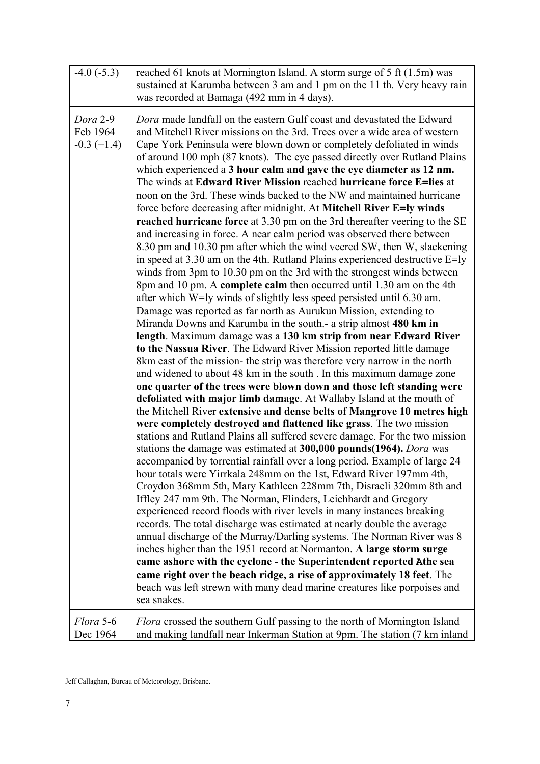| | |
|---|---|
| -4.0 (-5.3) | reached 61 knots at Mornington Island. A storm surge of 5 ft (1.5m) was sustained at Karumba between 3 am and 1 pm on the 11 th. Very heavy rain was recorded at Bamaga (492 mm in 4 days). |
| *Dora* 2-9 Feb 1964 -0.3 (+1.4) | *Dora* made landfall on the eastern Gulf coast and devastated the Edward and Mitchell River missions on the 3rd. Trees over a wide area of western Cape York Peninsula were blown down or completely defoliated in winds of around 100 mph (87 knots). The eye passed directly over Rutland Plains which experienced a **3 hour calm and gave the eye diameter as 12 nm.** The winds at **Edward River Mission** reached **hurricane force E=lies** at noon on the 3rd. These winds backed to the NW and maintained hurricane force before decreasing after midnight. At **Mitchell River E=ly winds reached hurricane force** at 3.30 pm on the 3rd thereafter veering to the SE and increasing in force. A near calm period was observed there between 8.30 pm and 10.30 pm after which the wind veered SW, then W, slackening in speed at 3.30 am on the 4th. Rutland Plains experienced destructive E=ly winds from 3pm to 10.30 pm on the 3rd with the strongest winds between 8pm and 10 pm. A **complete calm** then occurred until 1.30 am on the 4th after which W=ly winds of slightly less speed persisted until 6.30 am. Damage was reported as far north as Aurukun Mission, extending to Miranda Downs and Karumba in the south.- a strip almost **480 km in length**. Maximum damage was a **130 km strip from near Edward River to the Nassua River**. The Edward River Mission reported little damage 8km east of the mission- the strip was therefore very narrow in the north and widened to about 48 km in the south . In this maximum damage zone **one quarter of the trees were blown down and those left standing were defoliated with major limb damage**. At Wallaby Island at the mouth of the Mitchell River **extensive and dense belts of Mangrove 10 metres high were completely destroyed and flattened like grass**. The two mission stations and Rutland Plains all suffered severe damage. For the two mission stations the damage was estimated at **300,000 pounds(1964).** *Dora* was accompanied by torrential rainfall over a long period. Example of large 24 hour totals were Yirrkala 248mm on the 1st, Edward River 197mm 4th, Croydon 368mm 5th, Mary Kathleen 228mm 7th, Disraeli 320mm 8th and Iffley 247 mm 9th. The Norman, Flinders, Leichhardt and Gregory experienced record floods with river levels in many instances breaking records. The total discharge was estimated at nearly double the average annual discharge of the Murray/Darling systems. The Norman River was 8 inches higher than the 1951 record at Normanton. **A large storm surge came ashore with the cyclone - the Superintendent reported Athe sea came right over the beach ridge, a rise of approximately 18 feet**. The beach was left strewn with many dead marine creatures like porpoises and sea snakes. |
| *Flora* 5-6 Dec 1964 | *Flora* crossed the southern Gulf passing to the north of Mornington Island and making landfall near Inkerman Station at 9pm. The station (7 km inland |

Jeff Callaghan, Bureau of Meteorology, Brisbane.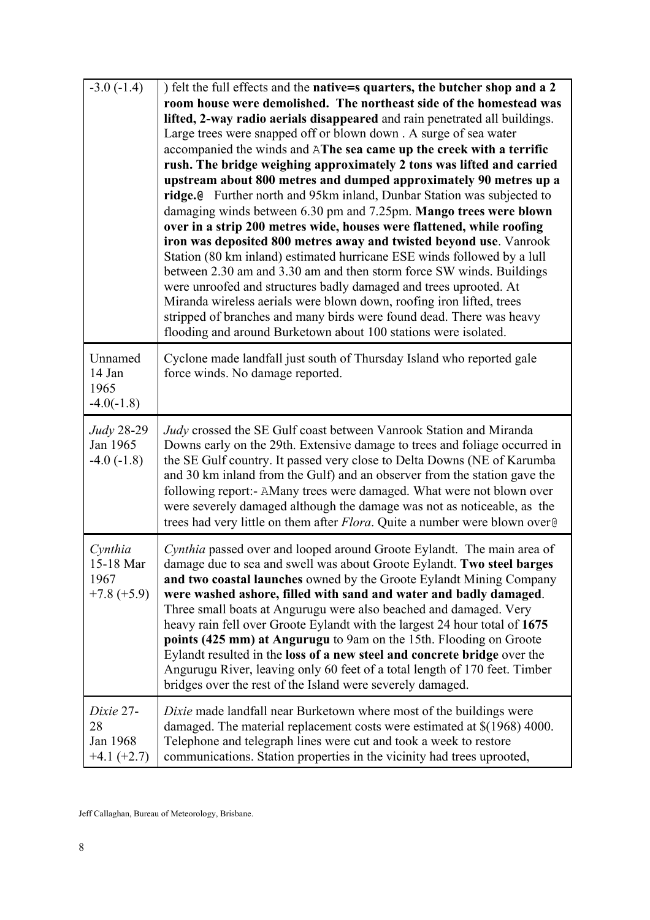| | |
|---|---|
| -3.0 (-1.4) | ) felt the full effects and the **native=s quarters, the butcher shop and a 2 room house were demolished. The northeast side of the homestead was lifted, 2-way radio aerials disappeared** and rain penetrated all buildings. Large trees were snapped off or blown down . A surge of sea water accompanied the winds and A**The sea came up the creek with a terrific rush. The bridge weighing approximately 2 tons was lifted and carried upstream about 800 metres and dumped approximately 90 metres up a ridge.@** Further north and 95km inland, Dunbar Station was subjected to damaging winds between 6.30 pm and 7.25pm. **Mango trees were blown over in a strip 200 metres wide, houses were flattened, while roofing iron was deposited 800 metres away and twisted beyond use**. Vanrook Station (80 km inland) estimated hurricane ESE winds followed by a lull between 2.30 am and 3.30 am and then storm force SW winds. Buildings were unroofed and structures badly damaged and trees uprooted. At Miranda wireless aerials were blown down, roofing iron lifted, trees stripped of branches and many birds were found dead. There was heavy flooding and around Burketown about 100 stations were isolated. |
| Unnamed 14 Jan 1965 -4.0(-1.8) | Cyclone made landfall just south of Thursday Island who reported gale force winds. No damage reported. |
| *Judy* 28-29 Jan 1965 -4.0 (-1.8) | *Judy* crossed the SE Gulf coast between Vanrook Station and Miranda Downs early on the 29th. Extensive damage to trees and foliage occurred in the SE Gulf country. It passed very close to Delta Downs (NE of Karumba and 30 km inland from the Gulf) and an observer from the station gave the following report:- AMany trees were damaged. What were not blown over were severely damaged although the damage was not as noticeable, as the trees had very little on them after *Flora*. Quite a number were blown over@ |
| *Cynthia* 15-18 Mar 1967 +7.8 (+5.9) | *Cynthia* passed over and looped around Groote Eylandt. The main area of damage due to sea and swell was about Groote Eylandt. **Two steel barges and two coastal launches** owned by the Groote Eylandt Mining Company **were washed ashore, filled with sand and water and badly damaged**. Three small boats at Angurugu were also beached and damaged. Very heavy rain fell over Groote Eylandt with the largest 24 hour total of **1675 points (425 mm) at Angurugu** to 9am on the 15th. Flooding on Groote Eylandt resulted in the **loss of a new steel and concrete bridge** over the Angurugu River, leaving only 60 feet of a total length of 170 feet. Timber bridges over the rest of the Island were severely damaged. |
| *Dixie* 27-28 Jan 1968 +4.1 (+2.7) | *Dixie* made landfall near Burketown where most of the buildings were damaged. The material replacement costs were estimated at $(1968) 4000. Telephone and telegraph lines were cut and took a week to restore communications. Station properties in the vicinity had trees uprooted, |

Jeff Callaghan, Bureau of Meteorology, Brisbane.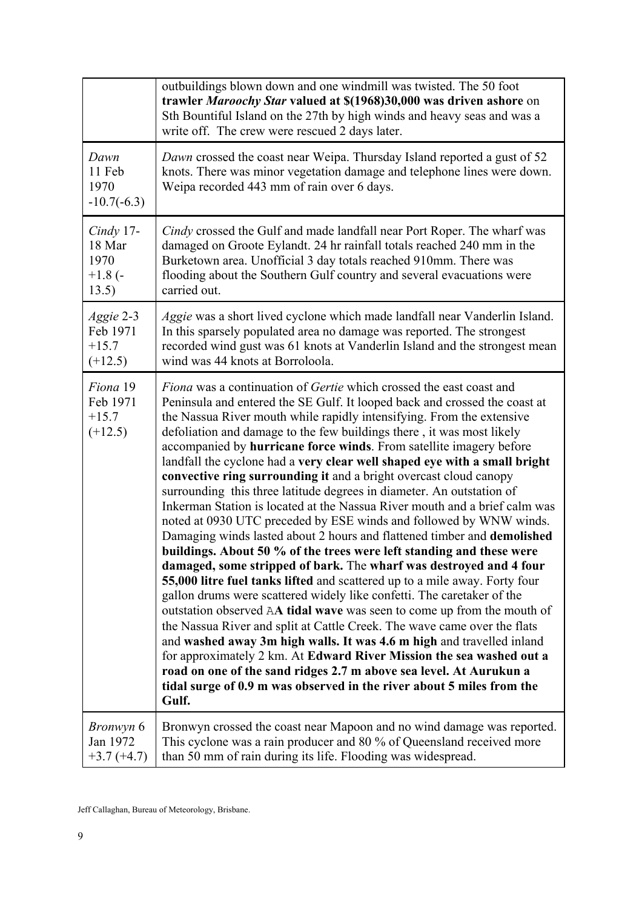| | |
|---|---|
| | outbuildings blown down and one windmill was twisted. The 50 foot **trawler *Maroochy Star* valued at $(1968)30,000 was driven ashore** on Sth Bountiful Island on the 27th by high winds and heavy seas and was a write off. The crew were rescued 2 days later. |
| *Dawn* 11 Feb 1970 -10.7(-6.3) | *Dawn* crossed the coast near Weipa. Thursday Island reported a gust of 52 knots. There was minor vegetation damage and telephone lines were down. Weipa recorded 443 mm of rain over 6 days. |
| *Cindy* 17-18 Mar 1970 +1.8 (-13.5) | *Cindy* crossed the Gulf and made landfall near Port Roper. The wharf was damaged on Groote Eylandt. 24 hr rainfall totals reached 240 mm in the Burketown area. Unofficial 3 day totals reached 910mm. There was flooding about the Southern Gulf country and several evacuations were carried out. |
| *Aggie* 2-3 Feb 1971 +15.7 (+12.5) | *Aggie* was a short lived cyclone which made landfall near Vanderlin Island. In this sparsely populated area no damage was reported. The strongest recorded wind gust was 61 knots at Vanderlin Island and the strongest mean wind was 44 knots at Borroloola. |
| *Fiona* 19 Feb 1971 +15.7 (+12.5) | *Fiona* was a continuation of *Gertie* which crossed the east coast and Peninsula and entered the SE Gulf. It looped back and crossed the coast at the Nassua River mouth while rapidly intensifying. From the extensive defoliation and damage to the few buildings there , it was most likely accompanied by **hurricane force winds**. From satellite imagery before landfall the cyclone had a **very clear well shaped eye with a small bright convective ring surrounding it** and a bright overcast cloud canopy surrounding this three latitude degrees in diameter. An outstation of Inkerman Station is located at the Nassua River mouth and a brief calm was noted at 0930 UTC preceded by ESE winds and followed by WNW winds. Damaging winds lasted about 2 hours and flattened timber and **demolished buildings. About 50 % of the trees were left standing and these were damaged, some stripped of bark.** The **wharf was destroyed and 4 four 55,000 litre fuel tanks lifted** and scattered up to a mile away. Forty four gallon drums were scattered widely like confetti. The caretaker of the outstation observed AA **tidal wave** was seen to come up from the mouth of the Nassua River and split at Cattle Creek. The wave came over the flats and **washed away 3m high walls. It was 4.6 m high** and travelled inland for approximately 2 km. At **Edward River Mission the sea washed out a road on one of the sand ridges 2.7 m above sea level. At Aurukun a tidal surge of 0.9 m was observed in the river about 5 miles from the Gulf.** |
| *Bronwyn* 6 Jan 1972 +3.7 (+4.7) | Bronwyn crossed the coast near Mapoon and no wind damage was reported. This cyclone was a rain producer and 80 % of Queensland received more than 50 mm of rain during its life. Flooding was widespread. |

Jeff Callaghan, Bureau of Meteorology, Brisbane.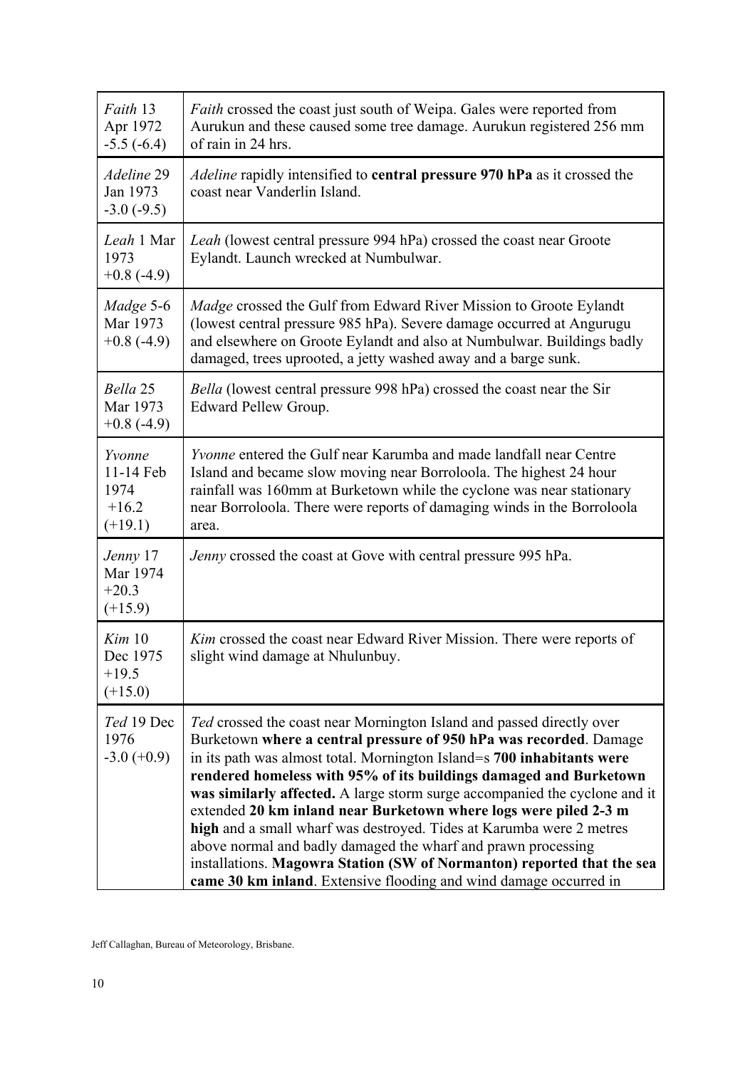| | |
|---|---|
| *Faith* 13 Apr 1972 -5.5 (-6.4) | *Faith* crossed the coast just south of Weipa. Gales were reported from Aurukun and these caused some tree damage. Aurukun registered 256 mm of rain in 24 hrs. |
| *Adeline* 29 Jan 1973 -3.0 (-9.5) | *Adeline* rapidly intensified to **central pressure 970 hPa** as it crossed the coast near Vanderlin Island. |
| *Leah* 1 Mar 1973 +0.8 (-4.9) | *Leah* (lowest central pressure 994 hPa) crossed the coast near Groote Eylandt. Launch wrecked at Numbulwar. |
| *Madge* 5-6 Mar 1973 +0.8 (-4.9) | *Madge* crossed the Gulf from Edward River Mission to Groote Eylandt (lowest central pressure 985 hPa). Severe damage occurred at Angurugu and elsewhere on Groote Eylandt and also at Numbulwar. Buildings badly damaged, trees uprooted, a jetty washed away and a barge sunk. |
| *Bella* 25 Mar 1973 +0.8 (-4.9) | *Bella* (lowest central pressure 998 hPa) crossed the coast near the Sir Edward Pellew Group. |
| *Yvonne* 11-14 Feb 1974 +16.2 (+19.1) | *Yvonne* entered the Gulf near Karumba and made landfall near Centre Island and became slow moving near Borroloola. The highest 24 hour rainfall was 160mm at Burketown while the cyclone was near stationary near Borroloola. There were reports of damaging winds in the Borroloola area. |
| *Jenny* 17 Mar 1974 +20.3 (+15.9) | *Jenny* crossed the coast at Gove with central pressure 995 hPa. |
| *Kim* 10 Dec 1975 +19.5 (+15.0) | *Kim* crossed the coast near Edward River Mission. There were reports of slight wind damage at Nhulunbuy. |
| *Ted* 19 Dec 1976 -3.0 (+0.9) | *Ted* crossed the coast near Mornington Island and passed directly over Burketown **where a central pressure of 950 hPa was recorded**. Damage in its path was almost total. Mornington Island=s **700 inhabitants were rendered homeless with 95% of its buildings damaged and Burketown was similarly affected.** A large storm surge accompanied the cyclone and it extended **20 km inland near Burketown where logs were piled 2-3 m high** and a small wharf was destroyed. Tides at Karumba were 2 metres above normal and badly damaged the wharf and prawn processing installations. **Magowra Station (SW of Normanton) reported that the sea came 30 km inland**. Extensive flooding and wind damage occurred in |

Jeff Callaghan, Bureau of Meteorology, Brisbane.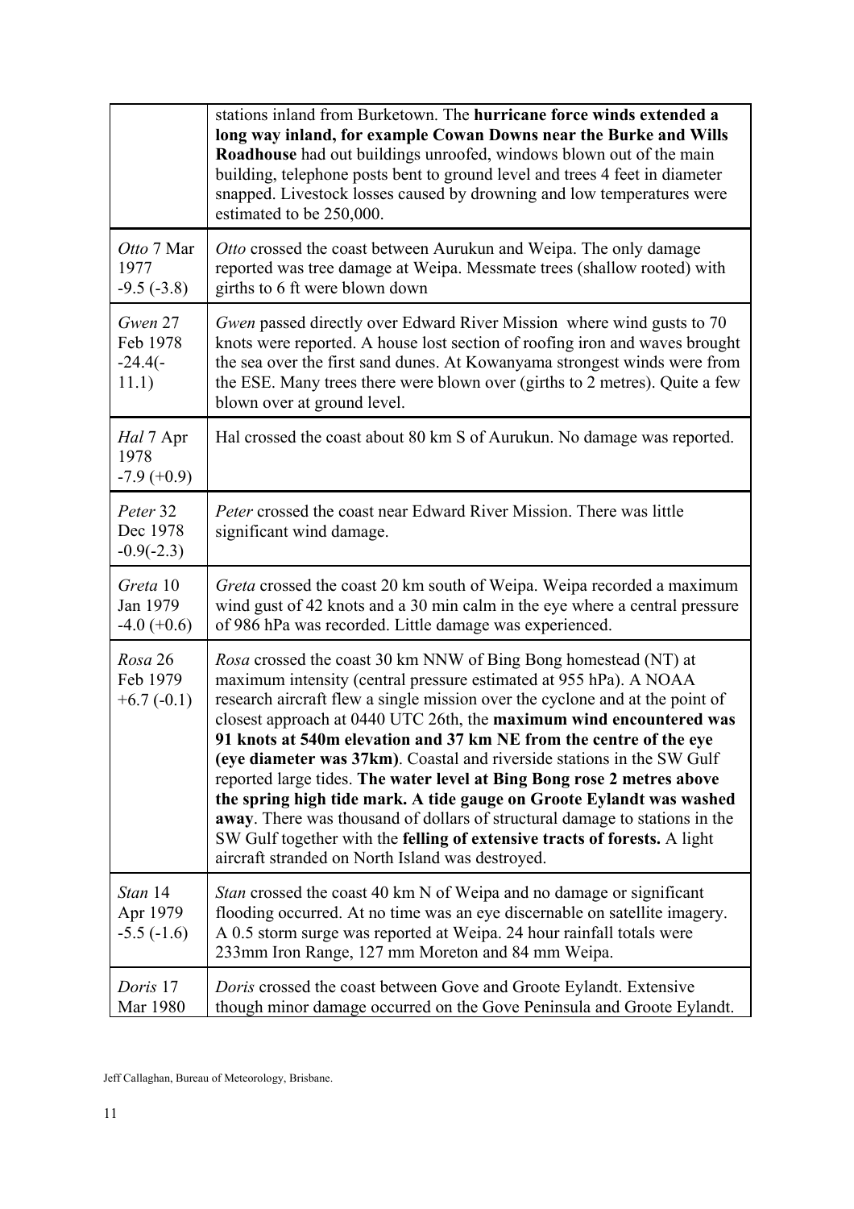| | |
|---|---|
| | stations inland from Burketown. The **hurricane force winds extended a long way inland, for example Cowan Downs near the Burke and Wills Roadhouse** had out buildings unroofed, windows blown out of the main building, telephone posts bent to ground level and trees 4 feet in diameter snapped. Livestock losses caused by drowning and low temperatures were estimated to be 250,000. |
| *Otto* 7 Mar 1977 -9.5 (-3.8) | *Otto* crossed the coast between Aurukun and Weipa. The only damage reported was tree damage at Weipa. Messmate trees (shallow rooted) with girths to 6 ft were blown down |
| *Gwen* 27 Feb 1978 -24.4(-11.1) | *Gwen* passed directly over Edward River Mission where wind gusts to 70 knots were reported. A house lost section of roofing iron and waves brought the sea over the first sand dunes. At Kowanyama strongest winds were from the ESE. Many trees there were blown over (girths to 2 metres). Quite a few blown over at ground level. |
| *Hal* 7 Apr 1978 -7.9 (+0.9) | Hal crossed the coast about 80 km S of Aurukun. No damage was reported. |
| *Peter* 32 Dec 1978 -0.9(-2.3) | *Peter* crossed the coast near Edward River Mission. There was little significant wind damage. |
| *Greta* 10 Jan 1979 -4.0 (+0.6) | *Greta* crossed the coast 20 km south of Weipa. Weipa recorded a maximum wind gust of 42 knots and a 30 min calm in the eye where a central pressure of 986 hPa was recorded. Little damage was experienced. |
| *Rosa* 26 Feb 1979 +6.7 (-0.1) | *Rosa* crossed the coast 30 km NNW of Bing Bong homestead (NT) at maximum intensity (central pressure estimated at 955 hPa). A NOAA research aircraft flew a single mission over the cyclone and at the point of closest approach at 0440 UTC 26th, the **maximum wind encountered was 91 knots at 540m elevation and 37 km NE from the centre of the eye (eye diameter was 37km)**. Coastal and riverside stations in the SW Gulf reported large tides. **The water level at Bing Bong rose 2 metres above the spring high tide mark. A tide gauge on Groote Eylandt was washed away**. There was thousand of dollars of structural damage to stations in the SW Gulf together with the **felling of extensive tracts of forests.** A light aircraft stranded on North Island was destroyed. |
| *Stan* 14 Apr 1979 -5.5 (-1.6) | *Stan* crossed the coast 40 km N of Weipa and no damage or significant flooding occurred. At no time was an eye discernable on satellite imagery. A 0.5 storm surge was reported at Weipa. 24 hour rainfall totals were 233mm Iron Range, 127 mm Moreton and 84 mm Weipa. |
| *Doris* 17 Mar 1980 | *Doris* crossed the coast between Gove and Groote Eylandt. Extensive though minor damage occurred on the Gove Peninsula and Groote Eylandt. |

Jeff Callaghan, Bureau of Meteorology, Brisbane.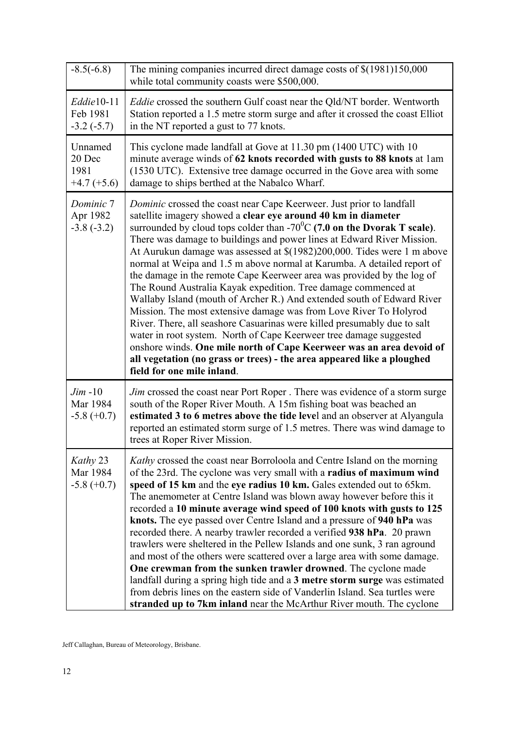| | |
|---|---|
| -8.5(-6.8) | The mining companies incurred direct damage costs of $(1981)150,000 while total community coasts were $500,000. |
| *Eddie*10-11 Feb 1981 -3.2 (-5.7) | *Eddie* crossed the southern Gulf coast near the Qld/NT border. Wentworth Station reported a 1.5 metre storm surge and after it crossed the coast Elliot in the NT reported a gust to 77 knots. |
| Unnamed 20 Dec 1981 +4.7 (+5.6) | This cyclone made landfall at Gove at 11.30 pm (1400 UTC) with 10 minute average winds of **62 knots recorded with gusts to 88 knots** at 1am (1530 UTC). Extensive tree damage occurred in the Gove area with some damage to ships berthed at the Nabalco Wharf. |
| *Dominic* 7 Apr 1982 -3.8 (-3.2) | *Dominic* crossed the coast near Cape Keerweer. Just prior to landfall satellite imagery showed a **clear eye around 40 km in diameter** surrounded by cloud tops colder than -70$^{0}$C **(7.0 on the Dvorak T scale)**. There was damage to buildings and power lines at Edward River Mission. At Aurukun damage was assessed at $(1982)200,000. Tides were 1 m above normal at Weipa and 1.5 m above normal at Karumba. A detailed report of the damage in the remote Cape Keerweer area was provided by the log of The Round Australia Kayak expedition. Tree damage commenced at Wallaby Island (mouth of Archer R.) And extended south of Edward River Mission. The most extensive damage was from Love River To Holyrod River. There, all seashore Casuarinas were killed presumably due to salt water in root system. North of Cape Keerweer tree damage suggested onshore winds. **One mile north of Cape Keerweer was an area devoid of all vegetation (no grass or trees) - the area appeared like a ploughed field for one mile inland**. |
| *Jim* -10 Mar 1984 -5.8 (+0.7) | *Jim* crossed the coast near Port Roper . There was evidence of a storm surge south of the Roper River Mouth. A 15m fishing boat was beached an **estimated 3 to 6 metres above the tide leve**l and an observer at Alyangula reported an estimated storm surge of 1.5 metres. There was wind damage to trees at Roper River Mission. |
| *Kathy* 23 Mar 1984 -5.8 (+0.7) | *Kathy* crossed the coast near Borroloola and Centre Island on the morning of the 23rd. The cyclone was very small with a **radius of maximum wind speed of 15 km** and the **eye radius 10 km.** Gales extended out to 65km. The anemometer at Centre Island was blown away however before this it recorded a **10 minute average wind speed of 100 knots with gusts to 125 knots.** The eye passed over Centre Island and a pressure of **940 hPa** was recorded there. A nearby trawler recorded a verified **938 hPa**. 20 prawn trawlers were sheltered in the Pellew Islands and one sunk, 3 ran aground and most of the others were scattered over a large area with some damage. **One crewman from the sunken trawler drowned**. The cyclone made landfall during a spring high tide and a **3 metre storm surge** was estimated from debris lines on the eastern side of Vanderlin Island. Sea turtles were **stranded up to 7km inland** near the McArthur River mouth. The cyclone |

Jeff Callaghan, Bureau of Meteorology, Brisbane.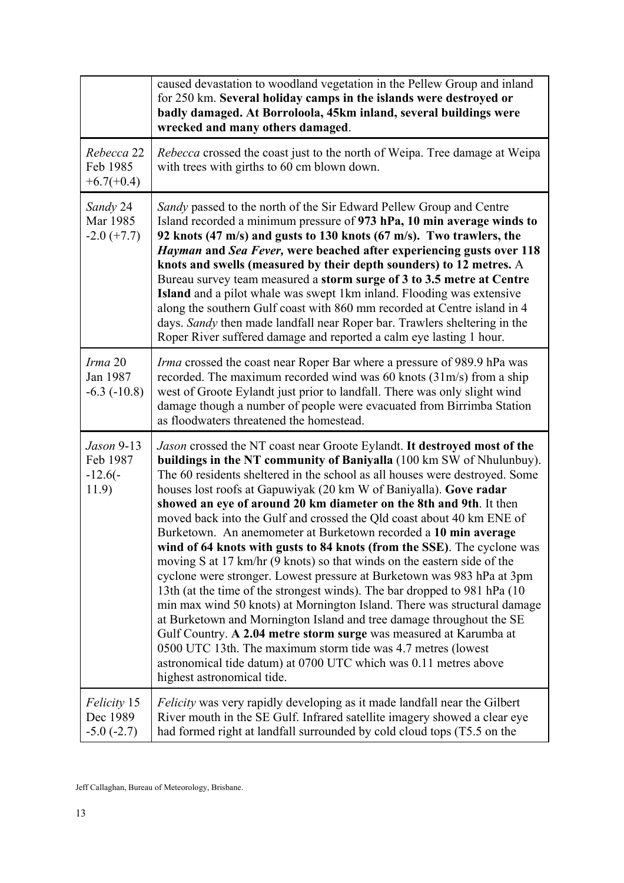| | |
|---|---|
| | caused devastation to woodland vegetation in the Pellew Group and inland for 250 km. **Several holiday camps in the islands were destroyed or badly damaged. At Borroloola, 45km inland, several buildings were wrecked and many others damaged**. |
| *Rebecca* 22 Feb 1985 +6.7(+0.4) | *Rebecca* crossed the coast just to the north of Weipa. Tree damage at Weipa with trees with girths to 60 cm blown down. |
| *Sandy* 24 Mar 1985 -2.0 (+7.7) | *Sandy* passed to the north of the Sir Edward Pellew Group and Centre Island recorded a minimum pressure of **973 hPa, 10 min average winds to 92 knots (47 m/s) and gusts to 130 knots (67 m/s). Two trawlers, the *Hayman* and *Sea Fever,* were beached after experiencing gusts over 118 knots and swells (measured by their depth sounders) to 12 metres.** A Bureau survey team measured a **storm surge of 3 to 3.5 metre at Centre Island** and a pilot whale was swept 1km inland. Flooding was extensive along the southern Gulf coast with 860 mm recorded at Centre island in 4 days. *Sandy* then made landfall near Roper bar. Trawlers sheltering in the Roper River suffered damage and reported a calm eye lasting 1 hour. |
| *Irma* 20 Jan 1987 -6.3 (-10.8) | *Irma* crossed the coast near Roper Bar where a pressure of 989.9 hPa was recorded. The maximum recorded wind was 60 knots (31m/s) from a ship west of Groote Eylandt just prior to landfall. There was only slight wind damage though a number of people were evacuated from Birrimba Station as floodwaters threatened the homestead. |
| *Jason* 9-13 Feb 1987 -12.6(-11.9) | *Jason* crossed the NT coast near Groote Eylandt. **It destroyed most of the buildings in the NT community of Baniyalla** (100 km SW of Nhulunbuy). The 60 residents sheltered in the school as all houses were destroyed. Some houses lost roofs at Gapuwiyak (20 km W of Baniyalla). **Gove radar showed an eye of around 20 km diameter on the 8th and 9th**. It then moved back into the Gulf and crossed the Qld coast about 40 km ENE of Burketown. An anemometer at Burketown recorded a **10 min average wind of 64 knots with gusts to 84 knots (from the SSE)**. The cyclone was moving S at 17 km/hr (9 knots) so that winds on the eastern side of the cyclone were stronger. Lowest pressure at Burketown was 983 hPa at 3pm 13th (at the time of the strongest winds). The bar dropped to 981 hPa (10 min max wind 50 knots) at Mornington Island. There was structural damage at Burketown and Mornington Island and tree damage throughout the SE Gulf Country. **A 2.04 metre storm surge** was measured at Karumba at 0500 UTC 13th. The maximum storm tide was 4.7 metres (lowest astronomical tide datum) at 0700 UTC which was 0.11 metres above highest astronomical tide. |
| *Felicity* 15 Dec 1989 -5.0 (-2.7) | *Felicity* was very rapidly developing as it made landfall near the Gilbert River mouth in the SE Gulf. Infrared satellite imagery showed a clear eye had formed right at landfall surrounded by cold cloud tops (T5.5 on the |

Jeff Callaghan, Bureau of Meteorology, Brisbane.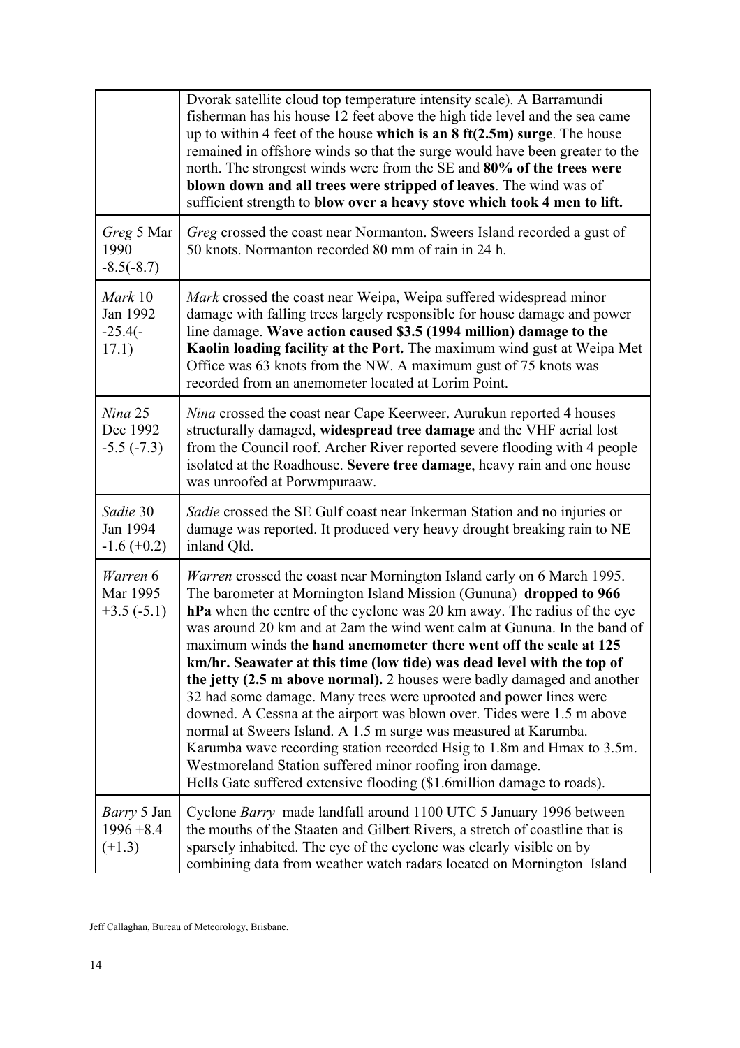| | |
|---|---|
| | Dvorak satellite cloud top temperature intensity scale). A Barramundi fisherman has his house 12 feet above the high tide level and the sea came up to within 4 feet of the house **which is an 8 ft(2.5m) surge**. The house remained in offshore winds so that the surge would have been greater to the north. The strongest winds were from the SE and **80% of the trees were blown down and all trees were stripped of leaves**. The wind was of sufficient strength to **blow over a heavy stove which took 4 men to lift.** |
| *Greg* 5 Mar 1990 -8.5(-8.7) | *Greg* crossed the coast near Normanton. Sweers Island recorded a gust of 50 knots. Normanton recorded 80 mm of rain in 24 h. |
| *Mark* 10 Jan 1992 -25.4(-17.1) | *Mark* crossed the coast near Weipa, Weipa suffered widespread minor damage with falling trees largely responsible for house damage and power line damage. **Wave action caused $3.5 (1994 million) damage to the Kaolin loading facility at the Port.** The maximum wind gust at Weipa Met Office was 63 knots from the NW. A maximum gust of 75 knots was recorded from an anemometer located at Lorim Point. |
| *Nina* 25 Dec 1992 -5.5 (-7.3) | *Nina* crossed the coast near Cape Keerweer. Aurukun reported 4 houses structurally damaged, **widespread tree damage** and the VHF aerial lost from the Council roof. Archer River reported severe flooding with 4 people isolated at the Roadhouse. **Severe tree damage**, heavy rain and one house was unroofed at Porwmpuraaw. |
| *Sadie* 30 Jan 1994 -1.6 (+0.2) | *Sadie* crossed the SE Gulf coast near Inkerman Station and no injuries or damage was reported. It produced very heavy drought breaking rain to NE inland Qld. |
| *Warren* 6 Mar 1995 +3.5 (-5.1) | *Warren* crossed the coast near Mornington Island early on 6 March 1995. The barometer at Mornington Island Mission (Gununa) **dropped to 966 hPa** when the centre of the cyclone was 20 km away. The radius of the eye was around 20 km and at 2am the wind went calm at Gununa. In the band of maximum winds the **hand anemometer there went off the scale at 125 km/hr. Seawater at this time (low tide) was dead level with the top of the jetty (2.5 m above normal).** 2 houses were badly damaged and another 32 had some damage. Many trees were uprooted and power lines were downed. A Cessna at the airport was blown over. Tides were 1.5 m above normal at Sweers Island. A 1.5 m surge was measured at Karumba. Karumba wave recording station recorded Hsig to 1.8m and Hmax to 3.5m. Westmoreland Station suffered minor roofing iron damage. Hells Gate suffered extensive flooding ($1.6million damage to roads). |
| *Barry* 5 Jan 1996 +8.4 (+1.3) | Cyclone *Barry* made landfall around 1100 UTC 5 January 1996 between the mouths of the Staaten and Gilbert Rivers, a stretch of coastline that is sparsely inhabited. The eye of the cyclone was clearly visible on by combining data from weather watch radars located on Mornington Island |

Jeff Callaghan, Bureau of Meteorology, Brisbane.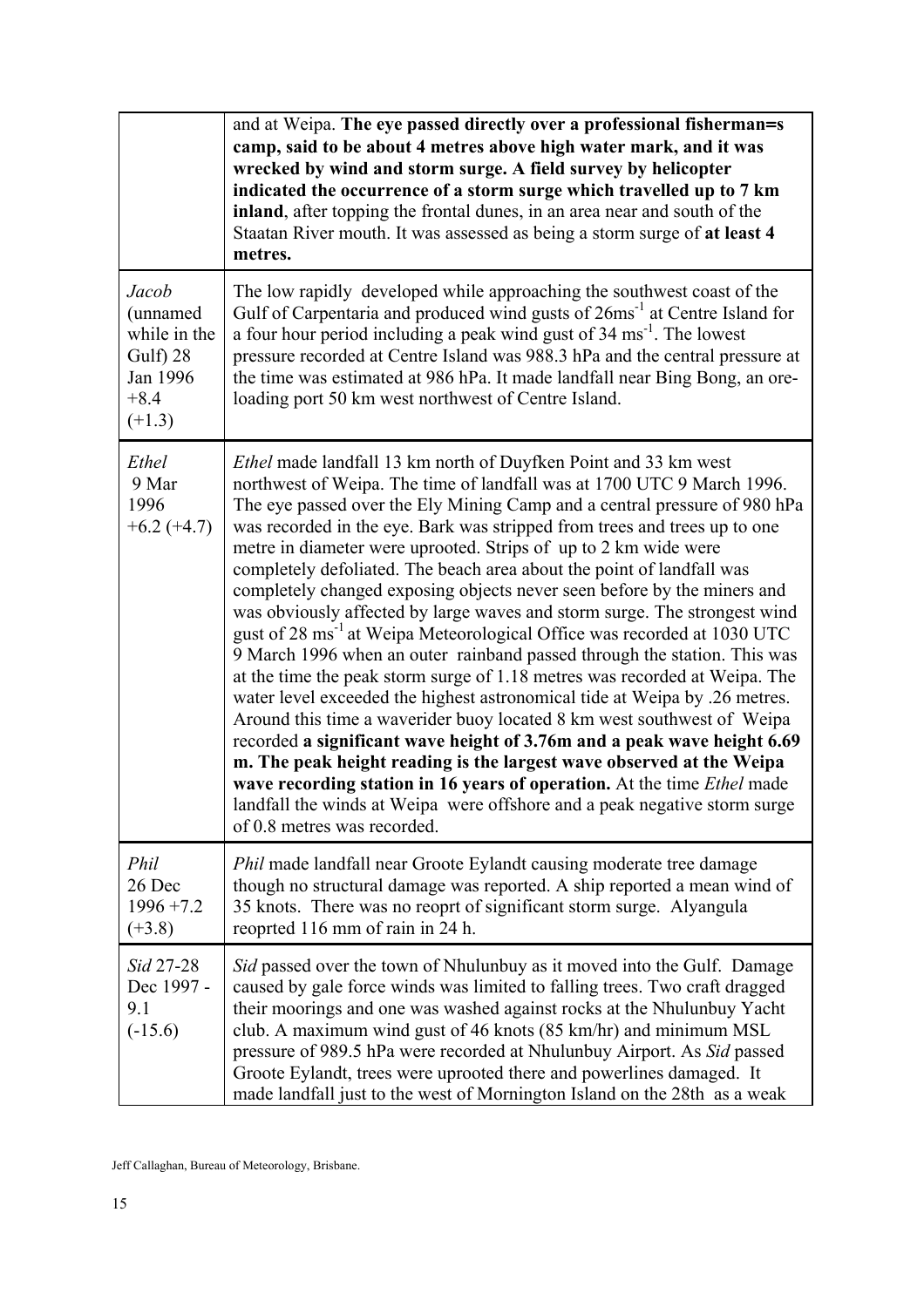| | |
|---|---|
| | and at Weipa. **The eye passed directly over a professional fisherman=s camp, said to be about 4 metres above high water mark, and it was wrecked by wind and storm surge. A field survey by helicopter indicated the occurrence of a storm surge which travelled up to 7 km inland**, after topping the frontal dunes, in an area near and south of the Staatan River mouth. It was assessed as being a storm surge of **at least 4 metres.** |
| *Jacob* (unnamed while in the Gulf) 28 Jan 1996 +8.4 (+1.3) | The low rapidly developed while approaching the southwest coast of the Gulf of Carpentaria and produced wind gusts of $26 ms^{-1}$ at Centre Island for a four hour period including a peak wind gust of $34 ms^{-1}$. The lowest pressure recorded at Centre Island was 988.3 hPa and the central pressure at the time was estimated at 986 hPa. It made landfall near Bing Bong, an ore-loading port 50 km west northwest of Centre Island. |
| *Ethel* 9 Mar 1996 +6.2 (+4.7) | *Ethel* made landfall 13 km north of Duyfken Point and 33 km west northwest of Weipa. The time of landfall was at 1700 UTC 9 March 1996. The eye passed over the Ely Mining Camp and a central pressure of 980 hPa was recorded in the eye. Bark was stripped from trees and trees up to one metre in diameter were uprooted. Strips of up to 2 km wide were completely defoliated. The beach area about the point of landfall was completely changed exposing objects never seen before by the miners and was obviously affected by large waves and storm surge. The strongest wind gust of $28 ms^{-1}$ at Weipa Meteorological Office was recorded at 1030 UTC 9 March 1996 when an outer rainband passed through the station. This was at the time the peak storm surge of 1.18 metres was recorded at Weipa. The water level exceeded the highest astronomical tide at Weipa by .26 metres. Around this time a waverider buoy located 8 km west southwest of Weipa recorded **a significant wave height of 3.76m and a peak wave height 6.69 m. The peak height reading is the largest wave observed at the Weipa wave recording station in 16 years of operation.** At the time *Ethel* made landfall the winds at Weipa were offshore and a peak negative storm surge of 0.8 metres was recorded. |
| *Phil* 26 Dec 1996 +7.2 (+3.8) | *Phil* made landfall near Groote Eylandt causing moderate tree damage though no structural damage was reported. A ship reported a mean wind of 35 knots. There was no reoprt of significant storm surge. Alyangula reoprted 116 mm of rain in 24 h. |
| *Sid* 27-28 Dec 1997 - 9.1 (-15.6) | *Sid* passed over the town of Nhulunbuy as it moved into the Gulf. Damage caused by gale force winds was limited to falling trees. Two craft dragged their moorings and one was washed against rocks at the Nhulunbuy Yacht club. A maximum wind gust of 46 knots (85 km/hr) and minimum MSL pressure of 989.5 hPa were recorded at Nhulunbuy Airport. As *Sid* passed Groote Eylandt, trees were uprooted there and powerlines damaged. It made landfall just to the west of Mornington Island on the 28th as a weak |

Jeff Callaghan, Bureau of Meteorology, Brisbane.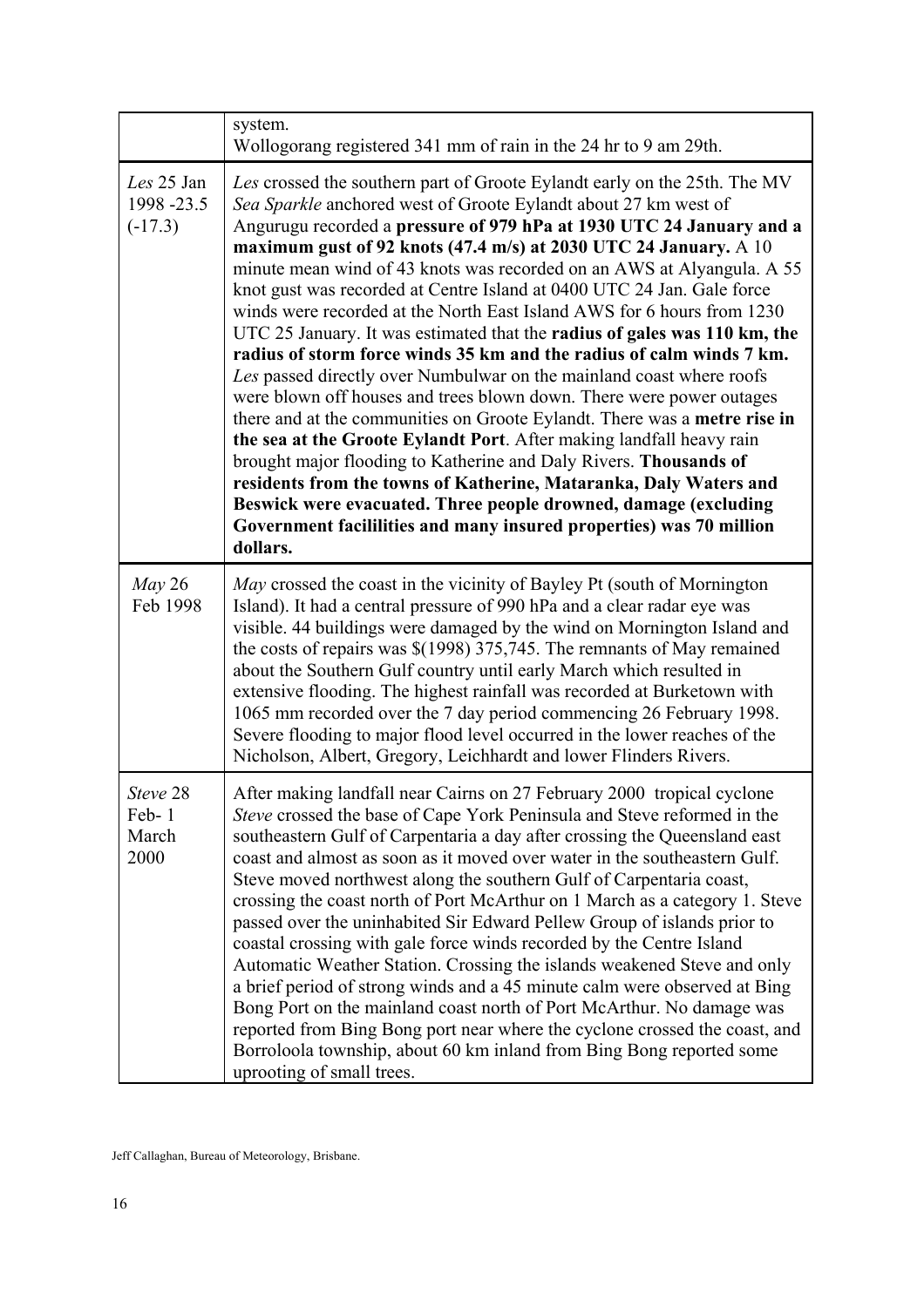| | |
|---|---|
| | system. Wollogorang registered 341 mm of rain in the 24 hr to 9 am 29th. |
| *Les* 25 Jan 1998 -23.5 (-17.3) | *Les* crossed the southern part of Groote Eylandt early on the 25th. The MV *Sea Sparkle* anchored west of Groote Eylandt about 27 km west of Angurugu recorded a **pressure of 979 hPa at 1930 UTC 24 January and a maximum gust of 92 knots (47.4 m/s) at 2030 UTC 24 January.** A 10 minute mean wind of 43 knots was recorded on an AWS at Alyangula. A 55 knot gust was recorded at Centre Island at 0400 UTC 24 Jan. Gale force winds were recorded at the North East Island AWS for 6 hours from 1230 UTC 25 January. It was estimated that the **radius of gales was 110 km, the radius of storm force winds 35 km and the radius of calm winds 7 km.** *Les* passed directly over Numbulwar on the mainland coast where roofs were blown off houses and trees blown down. There were power outages there and at the communities on Groote Eylandt. There was a **metre rise in the sea at the Groote Eylandt Port**. After making landfall heavy rain brought major flooding to Katherine and Daly Rivers. **Thousands of residents from the towns of Katherine, Mataranka, Daly Waters and Beswick were evacuated. Three people drowned, damage (excluding Government facililities and many insured properties) was 70 million dollars.** |
| *May* 26 Feb 1998 | *May* crossed the coast in the vicinity of Bayley Pt (south of Mornington Island). It had a central pressure of 990 hPa and a clear radar eye was visible. 44 buildings were damaged by the wind on Mornington Island and the costs of repairs was $(1998) 375,745. The remnants of May remained about the Southern Gulf country until early March which resulted in extensive flooding. The highest rainfall was recorded at Burketown with 1065 mm recorded over the 7 day period commencing 26 February 1998. Severe flooding to major flood level occurred in the lower reaches of the Nicholson, Albert, Gregory, Leichhardt and lower Flinders Rivers. |
| *Steve* 28 Feb- 1 March 2000 | After making landfall near Cairns on 27 February 2000 tropical cyclone *Steve* crossed the base of Cape York Peninsula and Steve reformed in the southeastern Gulf of Carpentaria a day after crossing the Queensland east coast and almost as soon as it moved over water in the southeastern Gulf. Steve moved northwest along the southern Gulf of Carpentaria coast, crossing the coast north of Port McArthur on 1 March as a category 1. Steve passed over the uninhabited Sir Edward Pellew Group of islands prior to coastal crossing with gale force winds recorded by the Centre Island Automatic Weather Station. Crossing the islands weakened Steve and only a brief period of strong winds and a 45 minute calm were observed at Bing Bong Port on the mainland coast north of Port McArthur. No damage was reported from Bing Bong port near where the cyclone crossed the coast, and Borroloola township, about 60 km inland from Bing Bong reported some uprooting of small trees. |

Jeff Callaghan, Bureau of Meteorology, Brisbane.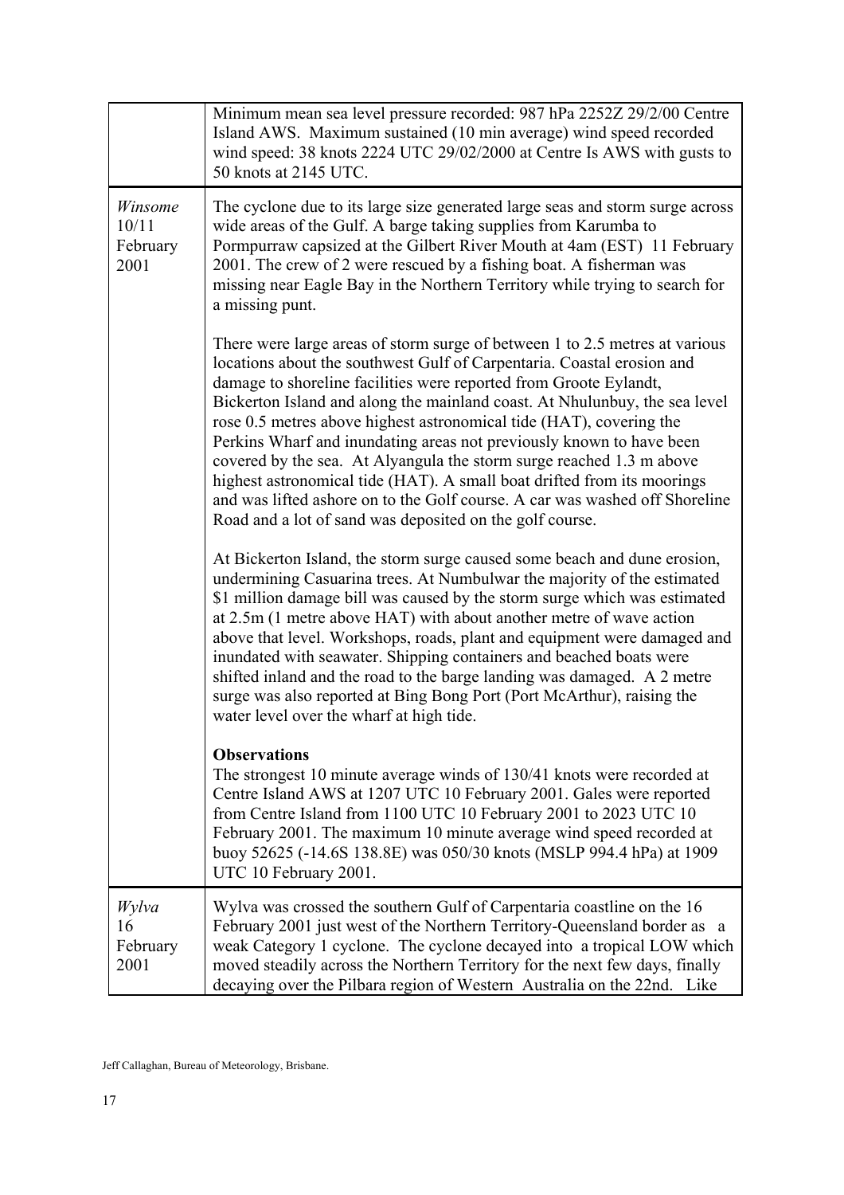| | |
|---|---|
| | Minimum mean sea level pressure recorded: 987 hPa 2252Z 29/2/00 Centre Island AWS. Maximum sustained (10 min average) wind speed recorded wind speed: 38 knots 2224 UTC 29/02/2000 at Centre Is AWS with gusts to 50 knots at 2145 UTC. |
| *Winsome* 10/11 February 2001 | The cyclone due to its large size generated large seas and storm surge across wide areas of the Gulf. A barge taking supplies from Karumba to Pormpurraw capsized at the Gilbert River Mouth at 4am (EST) 11 February 2001. The crew of 2 were rescued by a fishing boat. A fisherman was missing near Eagle Bay in the Northern Territory while trying to search for a missing punt.<br><br>There were large areas of storm surge of between 1 to 2.5 metres at various locations about the southwest Gulf of Carpentaria. Coastal erosion and damage to shoreline facilities were reported from Groote Eylandt, Bickerton Island and along the mainland coast. At Nhulunbuy, the sea level rose 0.5 metres above highest astronomical tide (HAT), covering the Perkins Wharf and inundating areas not previously known to have been covered by the sea. At Alyangula the storm surge reached 1.3 m above highest astronomical tide (HAT). A small boat drifted from its moorings and was lifted ashore on to the Golf course. A car was washed off Shoreline Road and a lot of sand was deposited on the golf course.<br><br>At Bickerton Island, the storm surge caused some beach and dune erosion, undermining Casuarina trees. At Numbulwar the majority of the estimated $1 million damage bill was caused by the storm surge which was estimated at 2.5m (1 metre above HAT) with about another metre of wave action above that level. Workshops, roads, plant and equipment were damaged and inundated with seawater. Shipping containers and beached boats were shifted inland and the road to the barge landing was damaged. A 2 metre surge was also reported at Bing Bong Port (Port McArthur), raising the water level over the wharf at high tide.<br><br>**Observations**<br>The strongest 10 minute average winds of 130/41 knots were recorded at Centre Island AWS at 1207 UTC 10 February 2001. Gales were reported from Centre Island from 1100 UTC 10 February 2001 to 2023 UTC 10 February 2001. The maximum 10 minute average wind speed recorded at buoy 52625 (-14.6S 138.8E) was 050/30 knots (MSLP 994.4 hPa) at 1909 UTC 10 February 2001. |
| *Wylva* 16 February 2001 | Wylva was crossed the southern Gulf of Carpentaria coastline on the 16 February 2001 just west of the Northern Territory-Queensland border as a weak Category 1 cyclone. The cyclone decayed into a tropical LOW which moved steadily across the Northern Territory for the next few days, finally decaying over the Pilbara region of Western Australia on the 22nd. Like |

Jeff Callaghan, Bureau of Meteorology, Brisbane.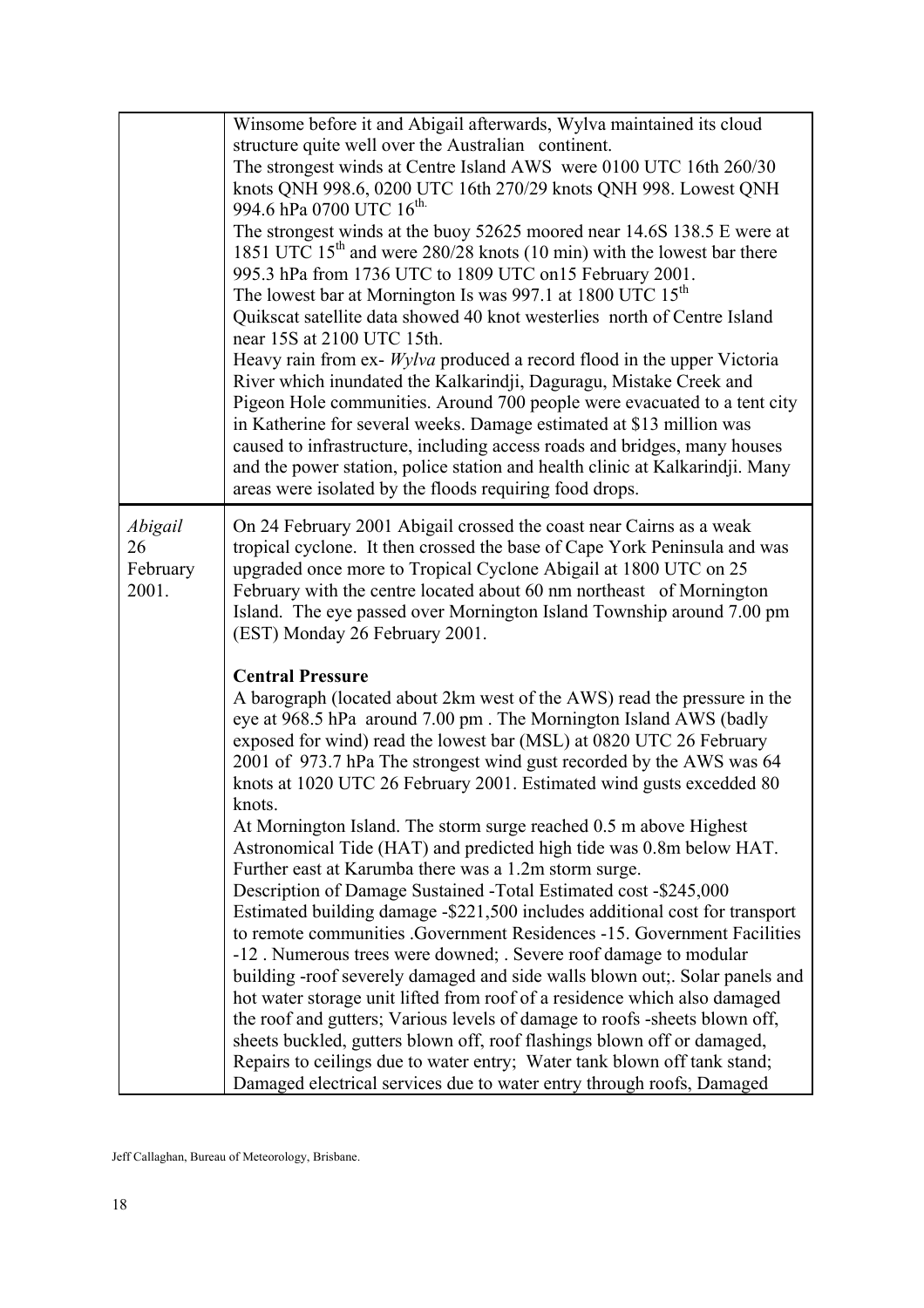| | |
|---|---|
| | Winsome before it and Abigail afterwards, Wylva maintained its cloud structure quite well over the Australian continent.<br>The strongest winds at Centre Island AWS were 0100 UTC 16th 260/30 knots QNH 998.6, 0200 UTC 16th 270/29 knots QNH 998. Lowest QNH 994.6 hPa 0700 UTC 16$^{th}$.<br>The strongest winds at the buoy 52625 moored near 14.6S 138.5 E were at 1851 UTC 15$^{th}$ and were 280/28 knots (10 min) with the lowest bar there 995.3 hPa from 1736 UTC to 1809 UTC on15 February 2001.<br>The lowest bar at Mornington Is was 997.1 at 1800 UTC 15$^{th}$<br>Quikscat satellite data showed 40 knot westerlies north of Centre Island near 15S at 2100 UTC 15th.<br>Heavy rain from ex- *Wylva* produced a record flood in the upper Victoria River which inundated the Kalkarindji, Daguragu, Mistake Creek and Pigeon Hole communities. Around 700 people were evacuated to a tent city in Katherine for several weeks. Damage estimated at $13 million was caused to infrastructure, including access roads and bridges, many houses and the power station, police station and health clinic at Kalkarindji. Many areas were isolated by the floods requiring food drops. |
| *Abigail* 26 February 2001. | On 24 February 2001 Abigail crossed the coast near Cairns as a weak tropical cyclone. It then crossed the base of Cape York Peninsula and was upgraded once more to Tropical Cyclone Abigail at 1800 UTC on 25 February with the centre located about 60 nm northeast of Mornington Island. The eye passed over Mornington Island Township around 7.00 pm (EST) Monday 26 February 2001.<br><br>**Central Pressure**<br>A barograph (located about 2km west of the AWS) read the pressure in the eye at 968.5 hPa around 7.00 pm . The Mornington Island AWS (badly exposed for wind) read the lowest bar (MSL) at 0820 UTC 26 February 2001 of 973.7 hPa The strongest wind gust recorded by the AWS was 64 knots at 1020 UTC 26 February 2001. Estimated wind gusts excedded 80 knots.<br>At Mornington Island. The storm surge reached 0.5 m above Highest Astronomical Tide (HAT) and predicted high tide was 0.8m below HAT. Further east at Karumba there was a 1.2m storm surge.<br>Description of Damage Sustained -Total Estimated cost -$245,000<br>Estimated building damage -$221,500 includes additional cost for transport to remote communities .Government Residences -15. Government Facilities -12 . Numerous trees were downed; . Severe roof damage to modular building -roof severely damaged and side walls blown out;. Solar panels and hot water storage unit lifted from roof of a residence which also damaged the roof and gutters; Various levels of damage to roofs -sheets blown off, sheets buckled, gutters blown off, roof flashings blown off or damaged, Repairs to ceilings due to water entry; Water tank blown off tank stand; Damaged electrical services due to water entry through roofs, Damaged |

Jeff Callaghan, Bureau of Meteorology, Brisbane.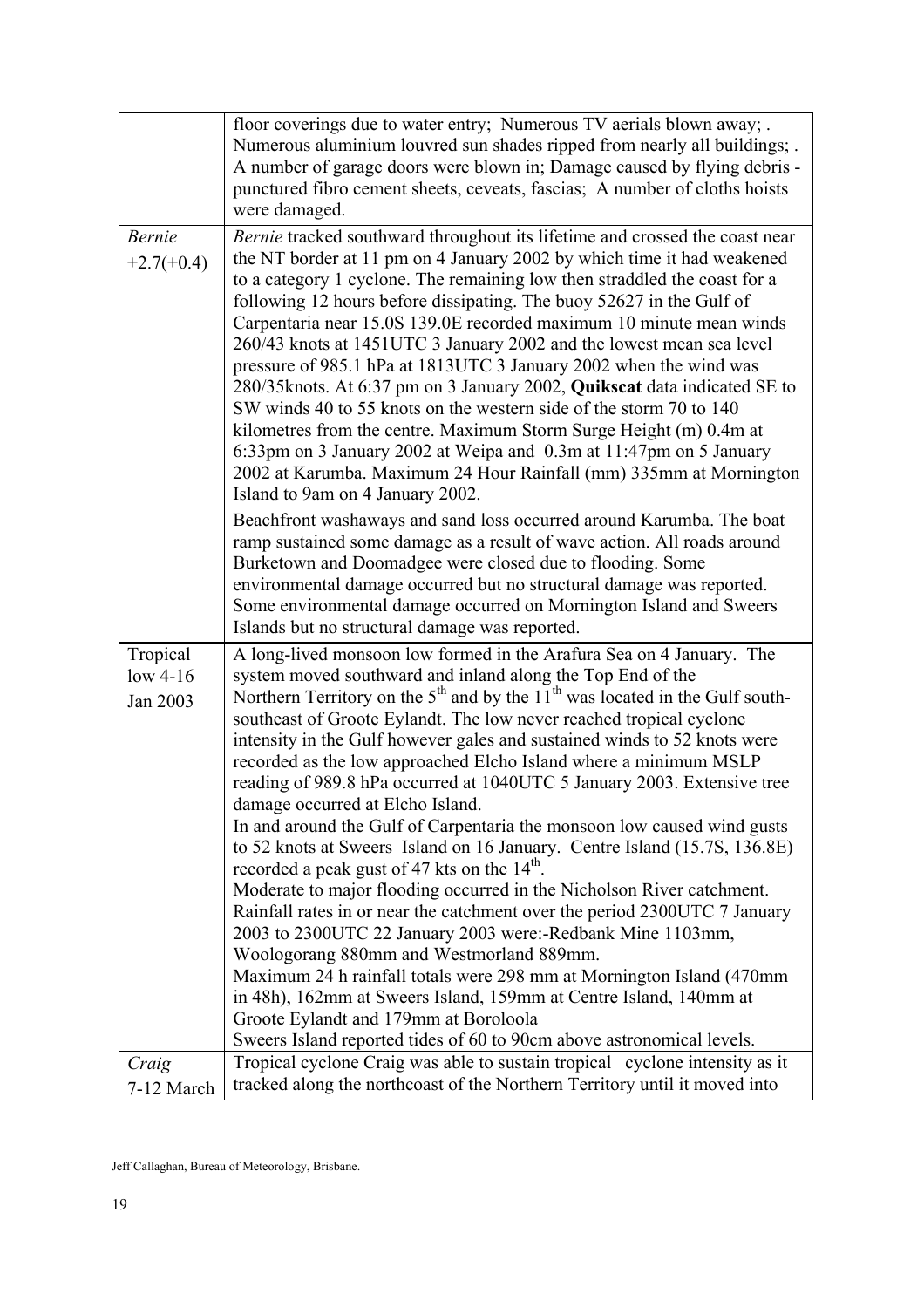| | |
|---|---|
| | floor coverings due to water entry; Numerous TV aerials blown away; . Numerous aluminium louvred sun shades ripped from nearly all buildings; . A number of garage doors were blown in; Damage caused by flying debris - punctured fibro cement sheets, ceveats, fascias; A number of cloths hoists were damaged. |
| *Bernie* +2.7(+0.4) | *Bernie* tracked southward throughout its lifetime and crossed the coast near the NT border at 11 pm on 4 January 2002 by which time it had weakened to a category 1 cyclone. The remaining low then straddled the coast for a following 12 hours before dissipating. The buoy 52627 in the Gulf of Carpentaria near 15.0S 139.0E recorded maximum 10 minute mean winds 260/43 knots at 1451UTC 3 January 2002 and the lowest mean sea level pressure of 985.1 hPa at 1813UTC 3 January 2002 when the wind was 280/35knots. At 6:37 pm on 3 January 2002, **Quikscat** data indicated SE to SW winds 40 to 55 knots on the western side of the storm 70 to 140 kilometres from the centre. Maximum Storm Surge Height (m) 0.4m at 6:33pm on 3 January 2002 at Weipa and 0.3m at 11:47pm on 5 January 2002 at Karumba. Maximum 24 Hour Rainfall (mm) 335mm at Mornington Island to 9am on 4 January 2002.<br><br>Beachfront washaways and sand loss occurred around Karumba. The boat ramp sustained some damage as a result of wave action. All roads around Burketown and Doomadgee were closed due to flooding. Some environmental damage occurred but no structural damage was reported. Some environmental damage occurred on Mornington Island and Sweers Islands but no structural damage was reported. |
| Tropical low 4-16 Jan 2003 | A long-lived monsoon low formed in the Arafura Sea on 4 January. The system moved southward and inland along the Top End of the Northern Territory on the 5th and by the 11th was located in the Gulf south-southeast of Groote Eylandt. The low never reached tropical cyclone intensity in the Gulf however gales and sustained winds to 52 knots were recorded as the low approached Elcho Island where a minimum MSLP reading of 989.8 hPa occurred at 1040UTC 5 January 2003. Extensive tree damage occurred at Elcho Island.<br>In and around the Gulf of Carpentaria the monsoon low caused wind gusts to 52 knots at Sweers Island on 16 January. Centre Island (15.7S, 136.8E) recorded a peak gust of 47 kts on the 14th.<br>Moderate to major flooding occurred in the Nicholson River catchment. Rainfall rates in or near the catchment over the period 2300UTC 7 January 2003 to 2300UTC 22 January 2003 were:-Redbank Mine 1103mm, Woologorang 880mm and Westmorland 889mm.<br>Maximum 24 h rainfall totals were 298 mm at Mornington Island (470mm in 48h), 162mm at Sweers Island, 159mm at Centre Island, 140mm at Groote Eylandt and 179mm at Boroloola<br>Sweers Island reported tides of 60 to 90cm above astronomical levels. |
| *Craig* 7-12 March | Tropical cyclone Craig was able to sustain tropical cyclone intensity as it tracked along the northcoast of the Northern Territory until it moved into |

Jeff Callaghan, Bureau of Meteorology, Brisbane.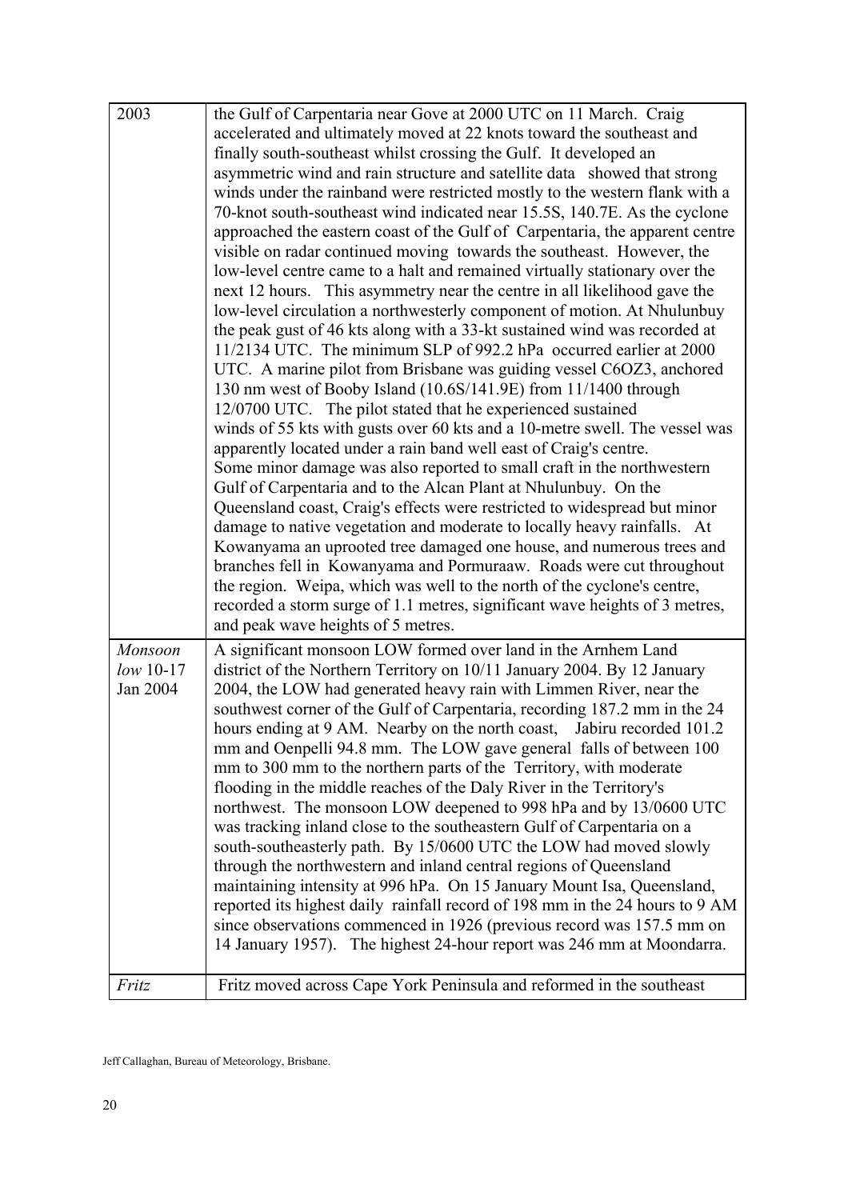| | |
|---|---|
| 2003 | the Gulf of Carpentaria near Gove at 2000 UTC on 11 March. Craig accelerated and ultimately moved at 22 knots toward the southeast and finally south-southeast whilst crossing the Gulf. It developed an asymmetric wind and rain structure and satellite data showed that strong winds under the rainband were restricted mostly to the western flank with a 70-knot south-southeast wind indicated near 15.5S, 140.7E. As the cyclone approached the eastern coast of the Gulf of Carpentaria, the apparent centre visible on radar continued moving towards the southeast. However, the low-level centre came to a halt and remained virtually stationary over the next 12 hours. This asymmetry near the centre in all likelihood gave the low-level circulation a northwesterly component of motion. At Nhulunbuy the peak gust of 46 kts along with a 33-kt sustained wind was recorded at 11/2134 UTC. The minimum SLP of 992.2 hPa occurred earlier at 2000 UTC. A marine pilot from Brisbane was guiding vessel C6OZ3, anchored 130 nm west of Booby Island (10.6S/141.9E) from 11/1400 through 12/0700 UTC. The pilot stated that he experienced sustained winds of 55 kts with gusts over 60 kts and a 10-metre swell. The vessel was apparently located under a rain band well east of Craig's centre. Some minor damage was also reported to small craft in the northwestern Gulf of Carpentaria and to the Alcan Plant at Nhulunbuy. On the Queensland coast, Craig's effects were restricted to widespread but minor damage to native vegetation and moderate to locally heavy rainfalls. At Kowanyama an uprooted tree damaged one house, and numerous trees and branches fell in Kowanyama and Pormuraaw. Roads were cut throughout the region. Weipa, which was well to the north of the cyclone's centre, recorded a storm surge of 1.1 metres, significant wave heights of 3 metres, and peak wave heights of 5 metres. |
| *Monsoon low* 10-17 Jan 2004 | A significant monsoon LOW formed over land in the Arnhem Land district of the Northern Territory on 10/11 January 2004. By 12 January 2004, the LOW had generated heavy rain with Limmen River, near the southwest corner of the Gulf of Carpentaria, recording 187.2 mm in the 24 hours ending at 9 AM. Nearby on the north coast, Jabiru recorded 101.2 mm and Oenpelli 94.8 mm. The LOW gave general falls of between 100 mm to 300 mm to the northern parts of the Territory, with moderate flooding in the middle reaches of the Daly River in the Territory's northwest. The monsoon LOW deepened to 998 hPa and by 13/0600 UTC was tracking inland close to the southeastern Gulf of Carpentaria on a south-southeasterly path. By 15/0600 UTC the LOW had moved slowly through the northwestern and inland central regions of Queensland maintaining intensity at 996 hPa. On 15 January Mount Isa, Queensland, reported its highest daily rainfall record of 198 mm in the 24 hours to 9 AM since observations commenced in 1926 (previous record was 157.5 mm on 14 January 1957). The highest 24-hour report was 246 mm at Moondarra. |
| *Fritz* | Fritz moved across Cape York Peninsula and reformed in the southeast |

Jeff Callaghan, Bureau of Meteorology, Brisbane.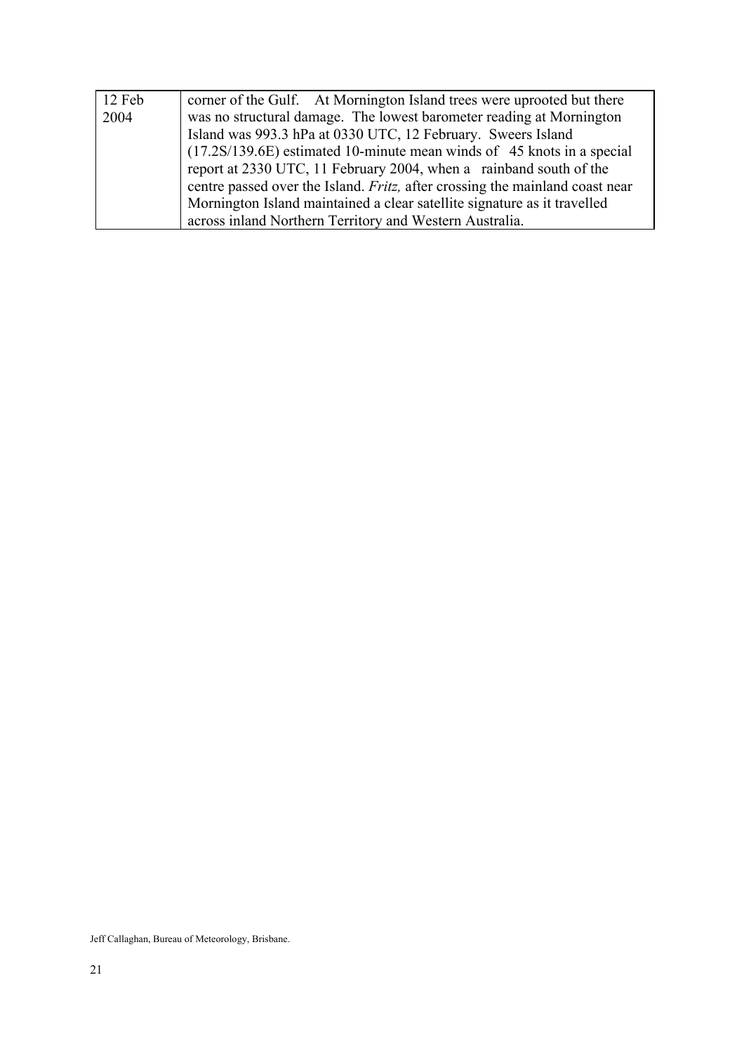| | |
|---|---|
| 12 Feb 2004 | corner of the Gulf. At Mornington Island trees were uprooted but there was no structural damage. The lowest barometer reading at Mornington Island was 993.3 hPa at 0330 UTC, 12 February. Sweers Island (17.2S/139.6E) estimated 10-minute mean winds of 45 knots in a special report at 2330 UTC, 11 February 2004, when a rainband south of the centre passed over the Island. *Fritz,* after crossing the mainland coast near Mornington Island maintained a clear satellite signature as it travelled across inland Northern Territory and Western Australia. |

Jeff Callaghan, Bureau of Meteorology, Brisbane.